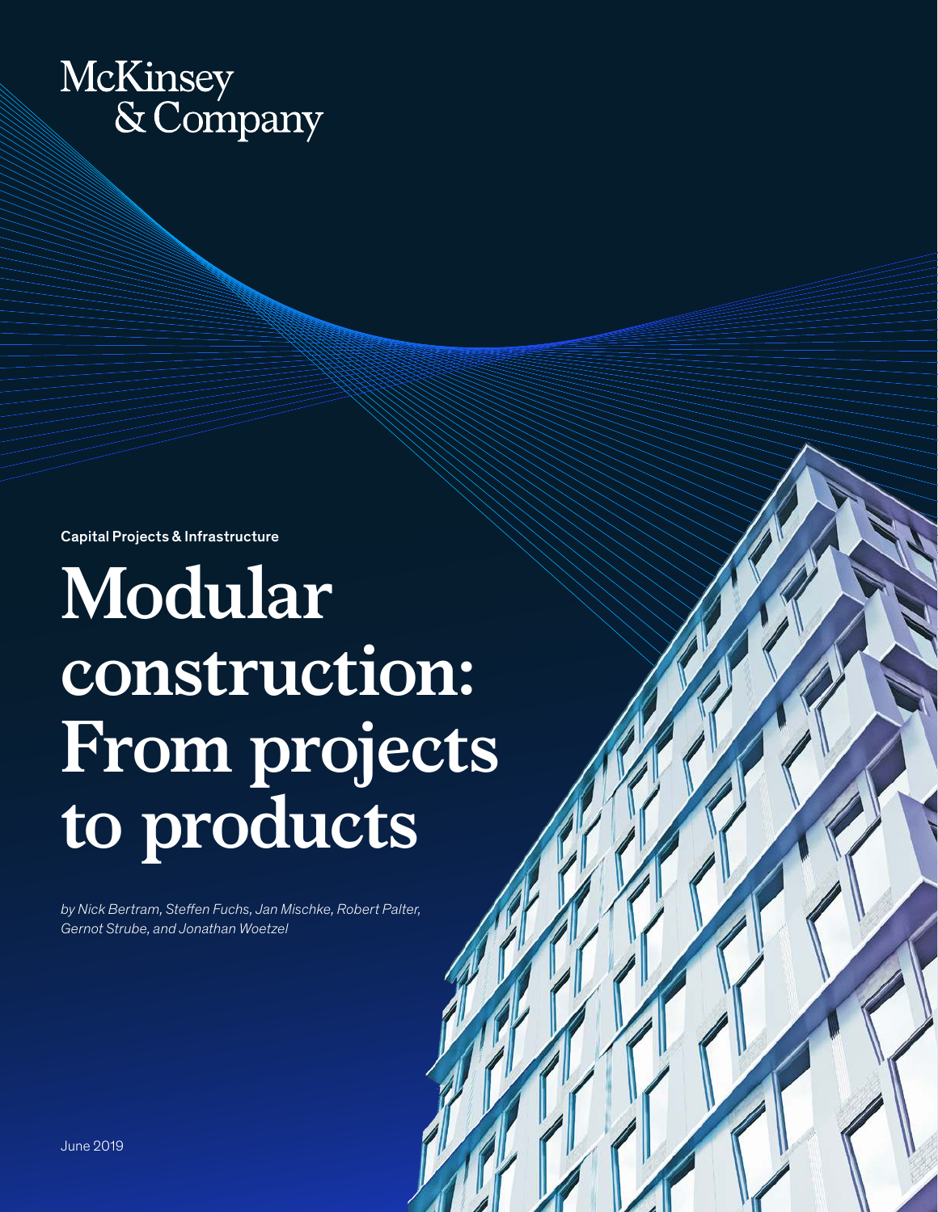McKinsey & Company

Capital Projects & Infrastructure

# Modular construction: From projects to products

*by Nick Bertram, Steffen Fuchs, Jan Mischke, Robert Palter, Gernot Strube, and Jonathan Woetzel*

June 2019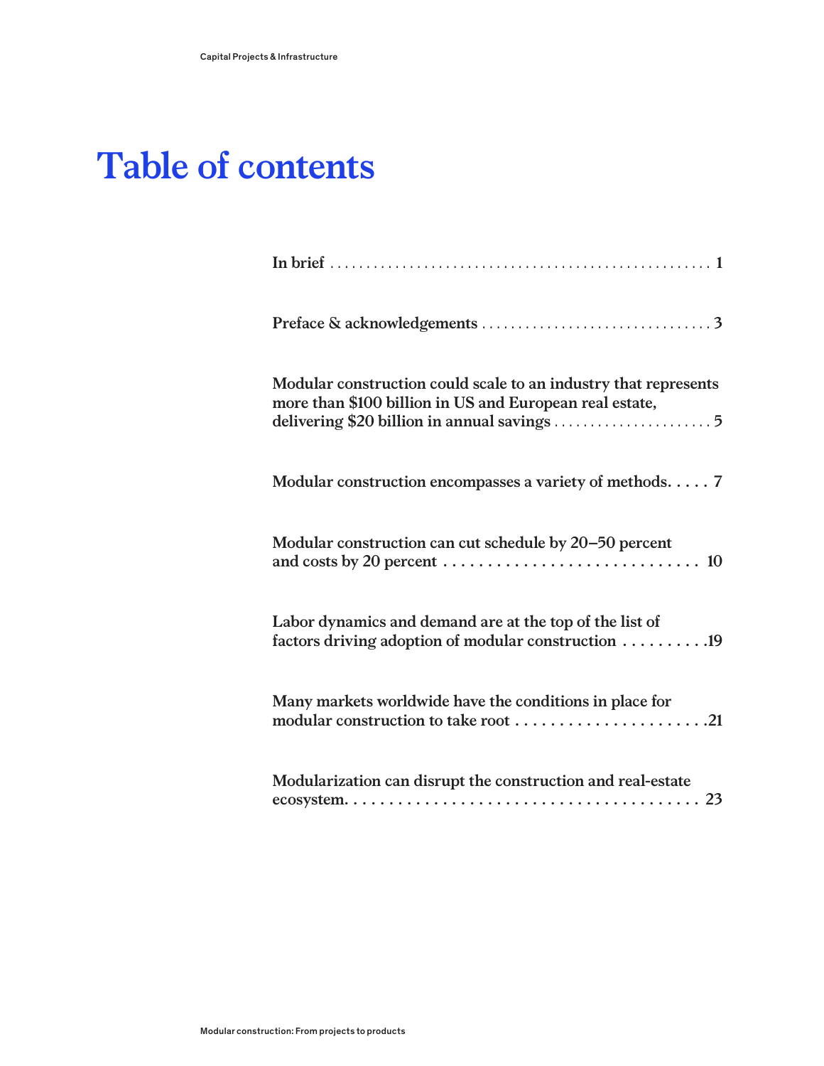# Table of contents

In brief . . . . . . . . . . . . . . . . . . . . . . . . . . . . . . . . . . . . . . . . . . . . . . . . . . . 1

Preface & acknowledgements . . . . . . . . . . . . . . . . . . . . . . . . . . . . . . . 3

Modular construction could scale to an industry that represents more than $100 billion in US and European real estate, delivering $20 billion in annual savings . . . . . . . . . . . . . . . . . . . . . 5

Modular construction encompasses a variety of methods. . . . . 7

Modular construction can cut schedule by 20–50 percent and costs by 20 percent . . . . . . . . . . . . . . . . . . . . . . . . . . . . 10

Labor dynamics and demand are at the top of the list of factors driving adoption of modular construction . . . . . . . . . .19

Many markets worldwide have the conditions in place for modular construction to take root . . . . . . . . . . . . . . . . . . . . . .21

Modularization can disrupt the construction and real-estate ecosystem. . . . . . . . . . . . . . . . . . . . . . . . . . . . . . . . . . . . . . . 23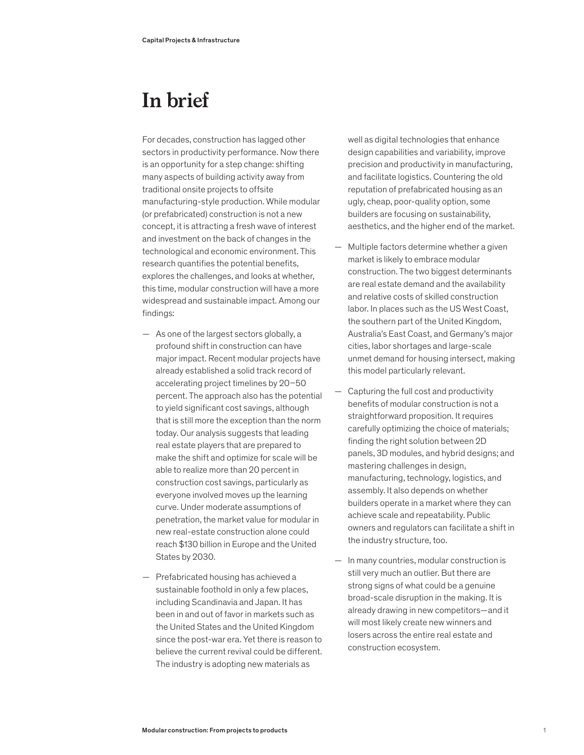# In brief

For decades, construction has lagged other sectors in productivity performance. Now there is an opportunity for a step change: shifting many aspects of building activity away from traditional onsite projects to offsite manufacturing-style production. While modular (or prefabricated) construction is not a new concept, it is attracting a fresh wave of interest and investment on the back of changes in the technological and economic environment. This research quantifies the potential benefits, explores the challenges, and looks at whether, this time, modular construction will have a more widespread and sustainable impact. Among our findings:

— As one of the largest sectors globally, a profound shift in construction can have major impact. Recent modular projects have already established a solid track record of accelerating project timelines by 20–50 percent. The approach also has the potential to yield significant cost savings, although that is still more the exception than the norm today. Our analysis suggests that leading real estate players that are prepared to make the shift and optimize for scale will be able to realize more than 20 percent in construction cost savings, particularly as everyone involved moves up the learning curve. Under moderate assumptions of penetration, the market value for modular in new real-estate construction alone could reach $130 billion in Europe and the United States by 2030.

— Prefabricated housing has achieved a sustainable foothold in only a few places, including Scandinavia and Japan. It has been in and out of favor in markets such as the United States and the United Kingdom since the post-war era. Yet there is reason to believe the current revival could be different. The industry is adopting new materials as well as digital technologies that enhance design capabilities and variability, improve precision and productivity in manufacturing, and facilitate logistics. Countering the old reputation of prefabricated housing as an ugly, cheap, poor-quality option, some builders are focusing on sustainability, aesthetics, and the higher end of the market.

— Multiple factors determine whether a given market is likely to embrace modular construction. The two biggest determinants are real estate demand and the availability and relative costs of skilled construction labor. In places such as the US West Coast, the southern part of the United Kingdom, Australia's East Coast, and Germany's major cities, labor shortages and large-scale unmet demand for housing intersect, making this model particularly relevant.

— Capturing the full cost and productivity benefits of modular construction is not a straightforward proposition. It requires carefully optimizing the choice of materials; finding the right solution between 2D panels, 3D modules, and hybrid designs; and mastering challenges in design, manufacturing, technology, logistics, and assembly. It also depends on whether builders operate in a market where they can achieve scale and repeatability. Public owners and regulators can facilitate a shift in the industry structure, too.

— In many countries, modular construction is still very much an outlier. But there are strong signs of what could be a genuine broad-scale disruption in the making. It is already drawing in new competitors—and it will most likely create new winners and losers across the entire real estate and construction ecosystem.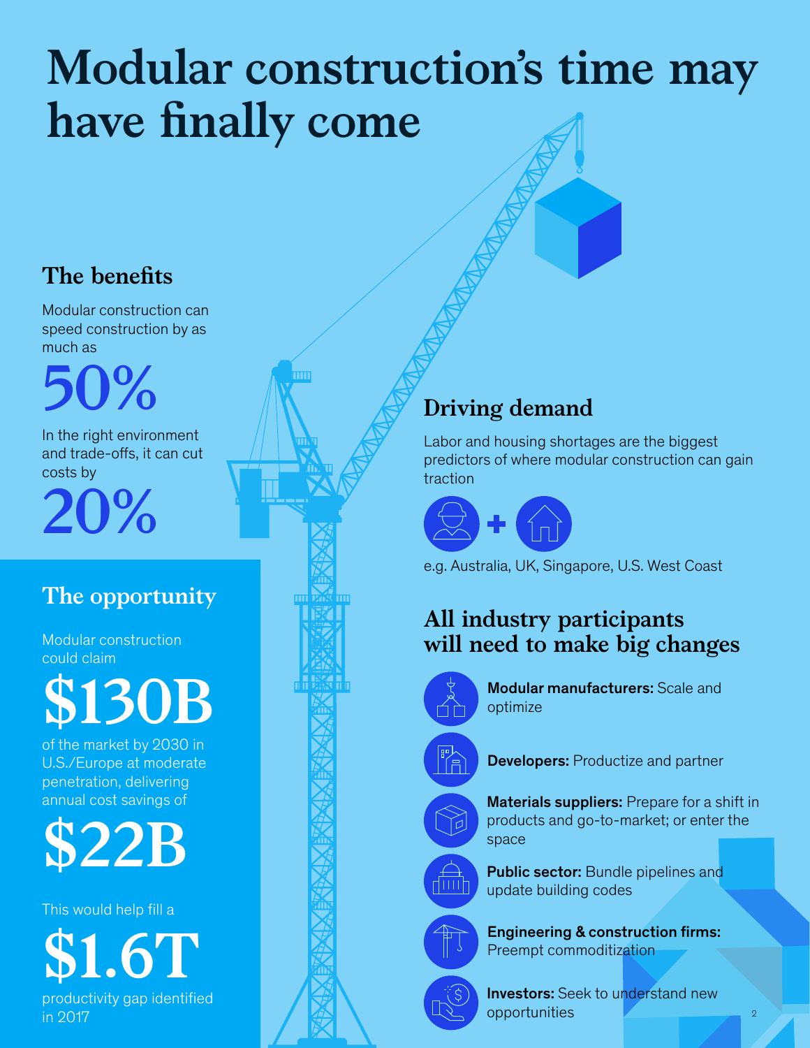# Modular construction's time may have finally come

## The benefits

Modular construction can speed construction by as much as

**50%**

In the right environment and trade-offs, it can cut costs by

**20%**

## The opportunity

Modular construction could claim

**$130B**

of the market by 2030 in U.S./Europe at moderate penetration, delivering annual cost savings of

**$22B**

This would help fill a

**$1.6T**

productivity gap identified in 2017

## Driving demand

Labor and housing shortages are the biggest predictors of where modular construction can gain traction

e.g. Australia, UK, Singapore, U.S. West Coast

## All industry participants will need to make big changes

- **Modular manufacturers:** Scale and optimize
- **Developers:** Productize and partner
- **Materials suppliers:** Prepare for a shift in products and go-to-market; or enter the space
- **Public sector:** Bundle pipelines and update building codes
- **Engineering & construction firms:** Preempt commoditization
- **Investors:** Seek to understand new opportunities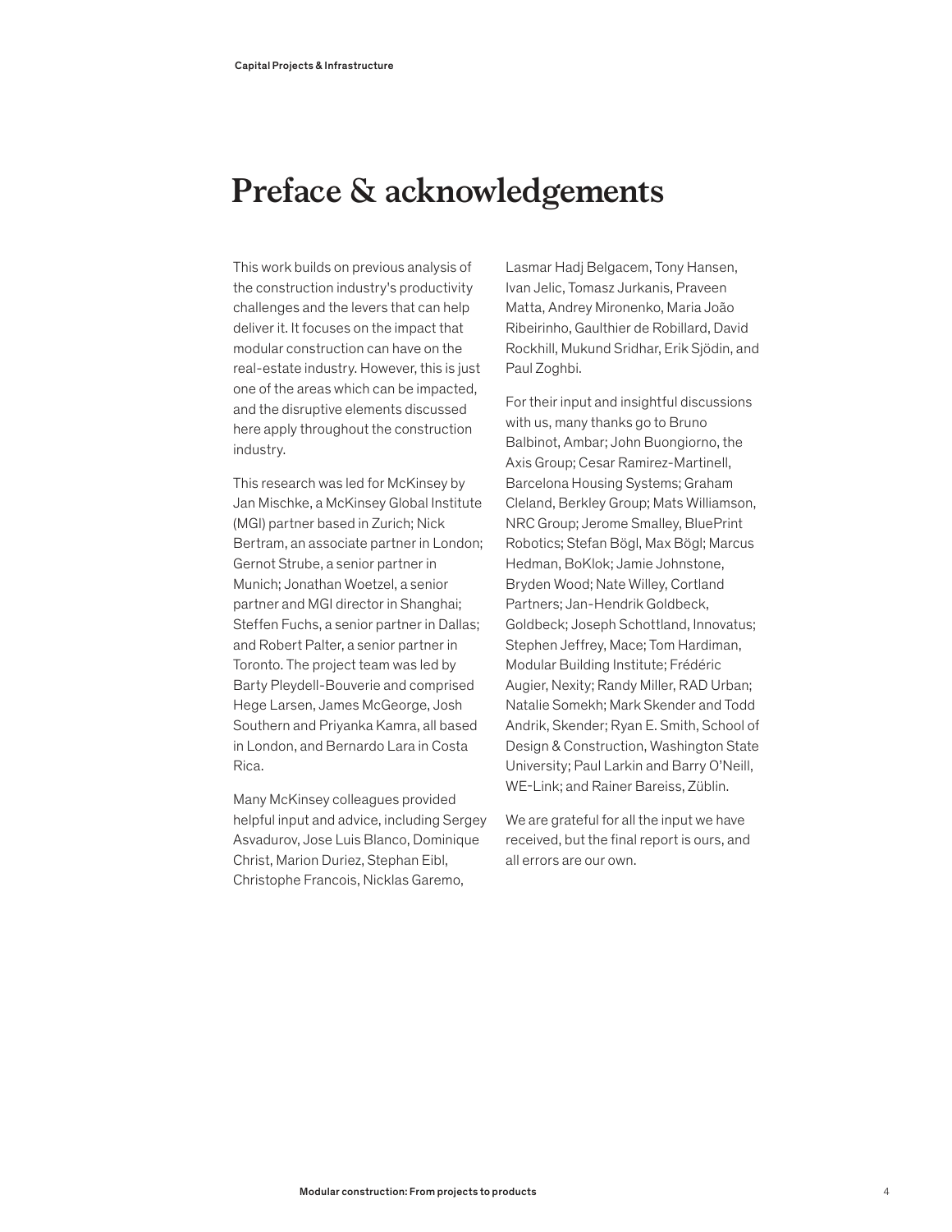# Preface & acknowledgements

This work builds on previous analysis of the construction industry's productivity challenges and the levers that can help deliver it. It focuses on the impact that modular construction can have on the real-estate industry. However, this is just one of the areas which can be impacted, and the disruptive elements discussed here apply throughout the construction industry.

This research was led for McKinsey by Jan Mischke, a McKinsey Global Institute (MGI) partner based in Zurich; Nick Bertram, an associate partner in London; Gernot Strube, a senior partner in Munich; Jonathan Woetzel, a senior partner and MGI director in Shanghai; Steffen Fuchs, a senior partner in Dallas; and Robert Palter, a senior partner in Toronto. The project team was led by Barty Pleydell-Bouverie and comprised Hege Larsen, James McGeorge, Josh Southern and Priyanka Kamra, all based in London, and Bernardo Lara in Costa Rica.

Many McKinsey colleagues provided helpful input and advice, including Sergey Asvadurov, Jose Luis Blanco, Dominique Christ, Marion Duriez, Stephan Eibl, Christophe Francois, Nicklas Garemo, Lasmar Hadj Belgacem, Tony Hansen, Ivan Jelic, Tomasz Jurkanis, Praveen Matta, Andrey Mironenko, Maria João Ribeirinho, Gaulthier de Robillard, David Rockhill, Mukund Sridhar, Erik Sjödin, and Paul Zoghbi.

For their input and insightful discussions with us, many thanks go to Bruno Balbinot, Ambar; John Buongiorno, the Axis Group; Cesar Ramirez-Martinell, Barcelona Housing Systems; Graham Cleland, Berkley Group; Mats Williamson, NRC Group; Jerome Smalley, BluePrint Robotics; Stefan Bögl, Max Bögl; Marcus Hedman, BoKlok; Jamie Johnstone, Bryden Wood; Nate Willey, Cortland Partners; Jan-Hendrik Goldbeck, Goldbeck; Joseph Schottland, Innovatus; Stephen Jeffrey, Mace; Tom Hardiman, Modular Building Institute; Frédéric Augier, Nexity; Randy Miller, RAD Urban; Natalie Somekh; Mark Skender and Todd Andrik, Skender; Ryan E. Smith, School of Design & Construction, Washington State University; Paul Larkin and Barry O'Neill, WE-Link; and Rainer Bareiss, Züblin.

We are grateful for all the input we have received, but the final report is ours, and all errors are our own.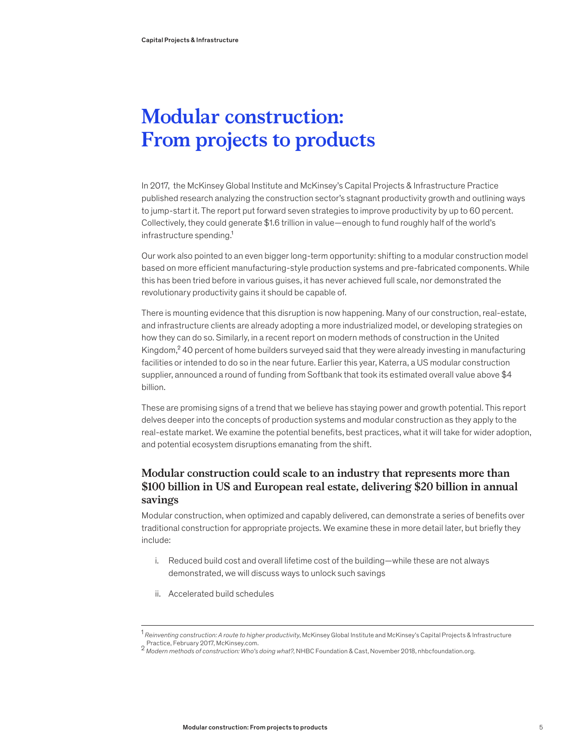# Modular construction: From projects to products

In 2017, the McKinsey Global Institute and McKinsey's Capital Projects & Infrastructure Practice published research analyzing the construction sector's stagnant productivity growth and outlining ways to jump-start it. The report put forward seven strategies to improve productivity by up to 60 percent. Collectively, they could generate $1.6 trillion in value—enough to fund roughly half of the world's infrastructure spending.[1]

Our work also pointed to an even bigger long-term opportunity: shifting to a modular construction model based on more efficient manufacturing-style production systems and pre-fabricated components. While this has been tried before in various guises, it has never achieved full scale, nor demonstrated the revolutionary productivity gains it should be capable of.

There is mounting evidence that this disruption is now happening. Many of our construction, real-estate, and infrastructure clients are already adopting a more industrialized model, or developing strategies on how they can do so. Similarly, in a recent report on modern methods of construction in the United Kingdom,[2] 40 percent of home builders surveyed said that they were already investing in manufacturing facilities or intended to do so in the near future. Earlier this year, Katerra, a US modular construction supplier, announced a round of funding from Softbank that took its estimated overall value above $4 billion.

These are promising signs of a trend that we believe has staying power and growth potential. This report delves deeper into the concepts of production systems and modular construction as they apply to the real-estate market. We examine the potential benefits, best practices, what it will take for wider adoption, and potential ecosystem disruptions emanating from the shift.

## Modular construction could scale to an industry that represents more than $100 billion in US and European real estate, delivering $20 billion in annual savings

Modular construction, when optimized and capably delivered, can demonstrate a series of benefits over traditional construction for appropriate projects. We examine these in more detail later, but briefly they include:

i. Reduced build cost and overall lifetime cost of the building—while these are not always demonstrated, we will discuss ways to unlock such savings

ii. Accelerated build schedules

---

[1] *Reinventing construction: A route to higher productivity*, McKinsey Global Institute and McKinsey's Capital Projects & Infrastructure Practice, February 2017, McKinsey.com.

[2] *Modern methods of construction: Who's doing what?*, NHBC Foundation & Cast, November 2018, nhbcfoundation.org.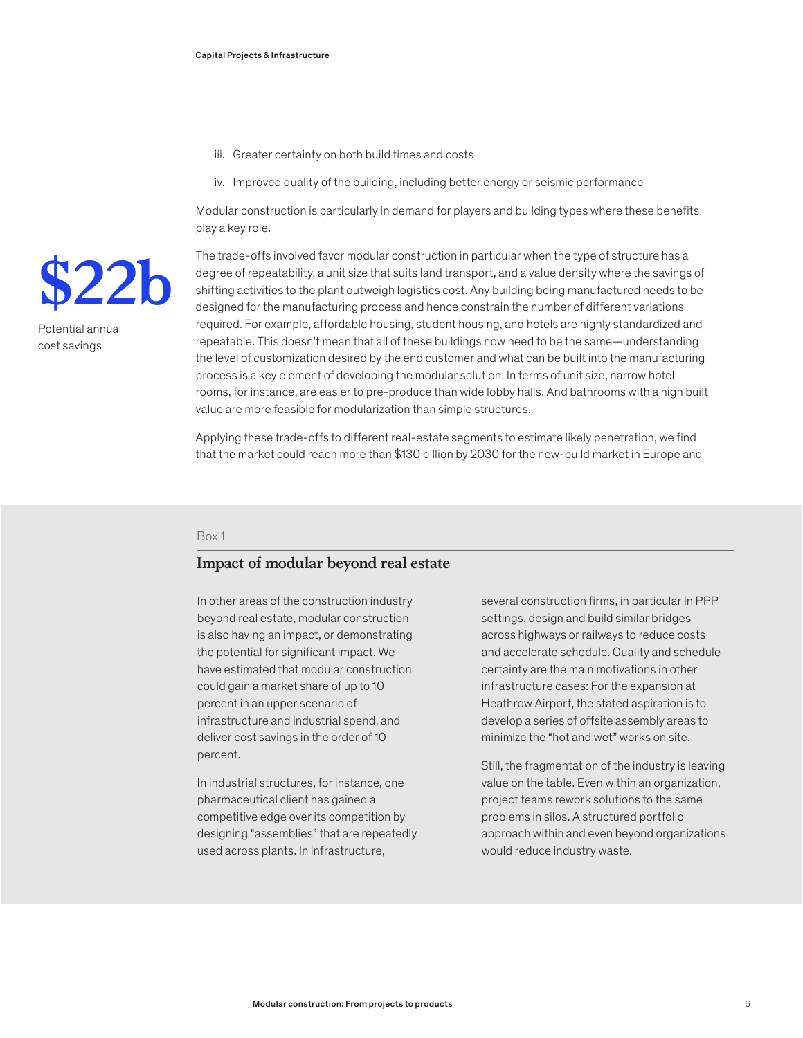iii. Greater certainty on both build times and costs

iv. Improved quality of the building, including better energy or seismic performance

Modular construction is particularly in demand for players and building types where these benefits play a key role.

**$22b**

Potential annual cost savings

The trade-offs involved favor modular construction in particular when the type of structure has a degree of repeatability, a unit size that suits land transport, and a value density where the savings of shifting activities to the plant outweigh logistics cost. Any building being manufactured needs to be designed for the manufacturing process and hence constrain the number of different variations required. For example, affordable housing, student housing, and hotels are highly standardized and repeatable. This doesn't mean that all of these buildings now need to be the same—understanding the level of customization desired by the end customer and what can be built into the manufacturing process is a key element of developing the modular solution. In terms of unit size, narrow hotel rooms, for instance, are easier to pre-produce than wide lobby halls. And bathrooms with a high built value are more feasible for modularization than simple structures.

Applying these trade-offs to different real-estate segments to estimate likely penetration, we find that the market could reach more than $130 billion by 2030 for the new-build market in Europe and

Box 1

## Impact of modular beyond real estate

In other areas of the construction industry beyond real estate, modular construction is also having an impact, or demonstrating the potential for significant impact. We have estimated that modular construction could gain a market share of up to 10 percent in an upper scenario of infrastructure and industrial spend, and deliver cost savings in the order of 10 percent.

In industrial structures, for instance, one pharmaceutical client has gained a competitive edge over its competition by designing "assemblies" that are repeatedly used across plants. In infrastructure, several construction firms, in particular in PPP settings, design and build similar bridges across highways or railways to reduce costs and accelerate schedule. Quality and schedule certainty are the main motivations in other infrastructure cases: For the expansion at Heathrow Airport, the stated aspiration is to develop a series of offsite assembly areas to minimize the "hot and wet" works on site.

Still, the fragmentation of the industry is leaving value on the table. Even within an organization, project teams rework solutions to the same problems in silos. A structured portfolio approach within and even beyond organizations would reduce industry waste.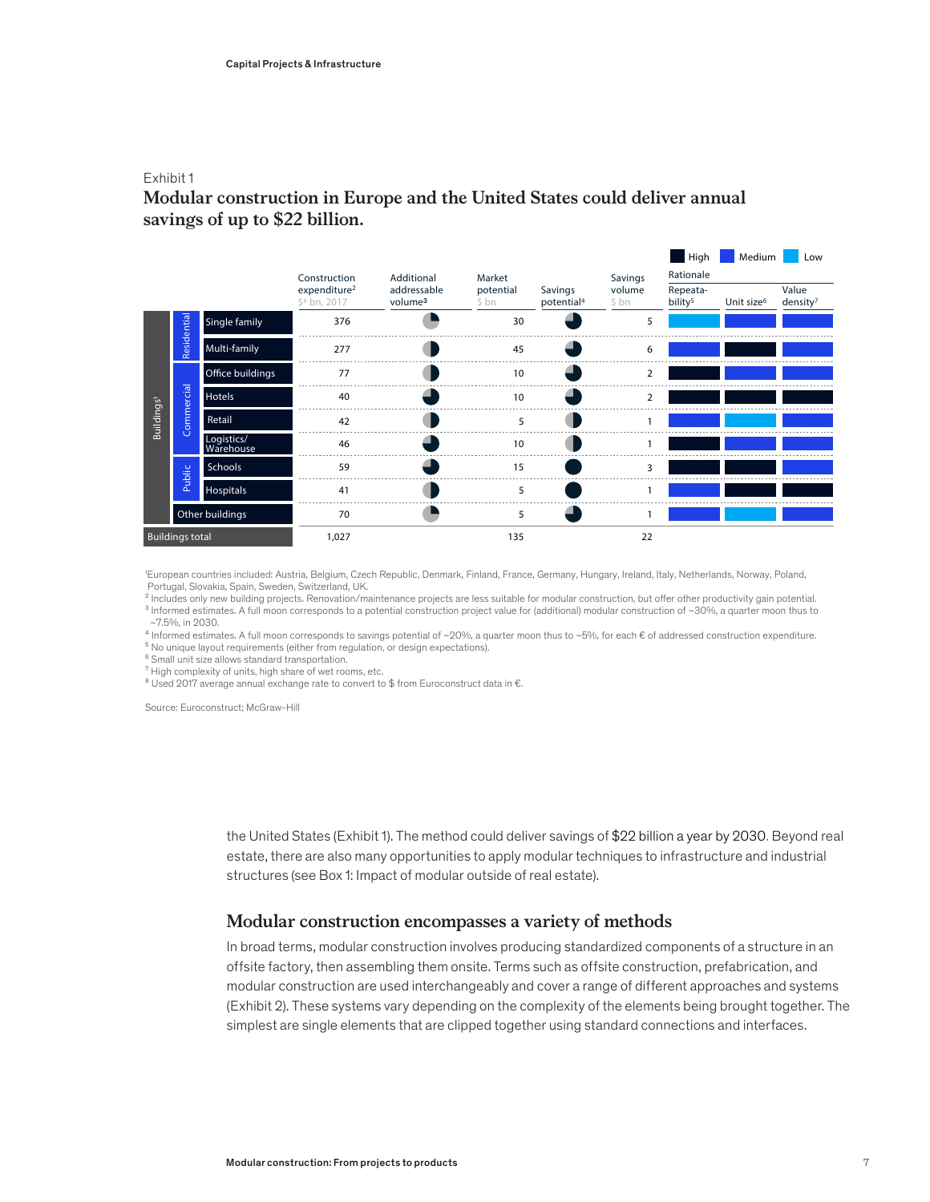Exhibit 1

**Modular construction in Europe and the United States could deliver annual savings of up to $22 billion.**

| | | | Construction expenditure[2] $[8] bn, 2017 | Additional addressable volume[3] | Market potential $ bn | Savings potential[4] | Savings volume $ bn | Rationale: Repeatability[5] | Rationale: Unit size[6] | Rationale: Value density[7] |
|---|---|---|---|---|---|---|---|---|---|---|
| Buildings[1] | Residential | Single family | 376 | ◔ | 30 | ◕ | 5 | Low | Medium | Medium |
| | | Multi-family | 277 | ◑ | 45 | ◕ | 6 | Medium | High | Medium |
| | Commercial | Office buildings | 77 | ◑ | 10 | ◕ | 2 | High | Medium | Medium |
| | | Hotels | 40 | ◕ | 10 | ◕ | 2 | High | High | High |
| | | Retail | 42 | ◑ | 5 | ◑ | 1 | Medium | Low | Medium |
| | | Logistics/ Warehouse | 46 | ◕ | 10 | ◑ | 1 | High | Medium | Medium |
| | Public | Schools | 59 | ◕ | 15 | ● | 3 | High | High | Medium |
| | | Hospitals | 41 | ◑ | 5 | ● | 1 | Medium | High | High |
| | Other buildings | | 70 | ◔ | 5 | ◕ | 1 | Medium | Low | Medium |
| Buildings total | | | 1,027 | | 135 | | 22 | | | |

Legend: High / Medium / Low

[1]European countries included: Austria, Belgium, Czech Republic, Denmark, Finland, France, Germany, Hungary, Ireland, Italy, Netherlands, Norway, Poland, Portugal, Slovakia, Spain, Sweden, Switzerland, UK.
[2] Includes only new building projects. Renovation/maintenance projects are less suitable for modular construction, but offer other productivity gain potential.
[3] Informed estimates. A full moon corresponds to a potential construction project value for (additional) modular construction of ~30%, a quarter moon thus to ~7.5%, in 2030.
[4] Informed estimates. A full moon corresponds to savings potential of ~20%, a quarter moon thus to ~5%, for each € of addressed construction expenditure.
[5] No unique layout requirements (either from regulation, or design expectations).
[6] Small unit size allows standard transportation.
[7] High complexity of units, high share of wet rooms, etc.
[8] Used 2017 average annual exchange rate to convert to $ from Euroconstruct data in €.

Source: Euroconstruct; McGraw-Hill

the United States (Exhibit 1). The method could deliver savings of $22 billion a year by 2030. Beyond real estate, there are also many opportunities to apply modular techniques to infrastructure and industrial structures (see Box 1: Impact of modular outside of real estate).

## Modular construction encompasses a variety of methods

In broad terms, modular construction involves producing standardized components of a structure in an offsite factory, then assembling them onsite. Terms such as offsite construction, prefabrication, and modular construction are used interchangeably and cover a range of different approaches and systems (Exhibit 2). These systems vary depending on the complexity of the elements being brought together. The simplest are single elements that are clipped together using standard connections and interfaces.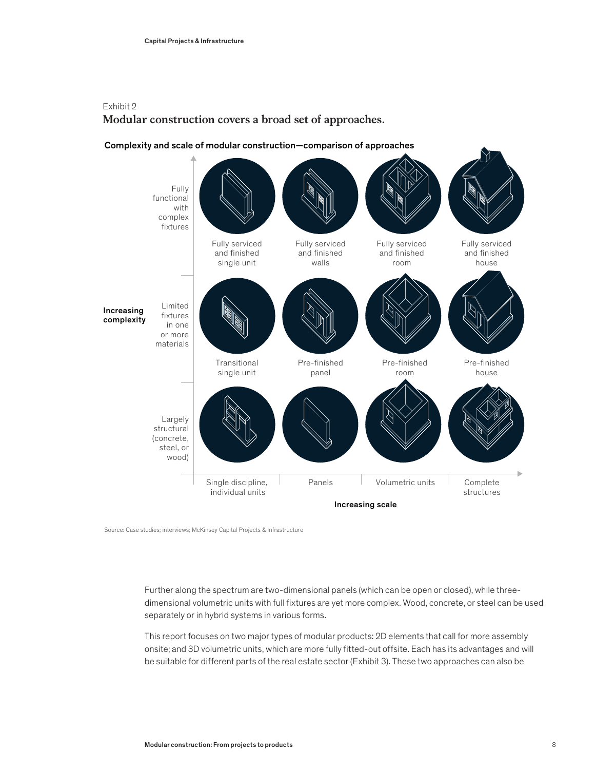Exhibit 2

## Modular construction covers a broad set of approaches.

Complexity and scale of modular construction—comparison of approaches

| Increasing complexity | Single discipline, individual units | Panels | Volumetric units | Complete structures |
|---|---|---|---|---|
| Fully functional with complex fixtures | Fully serviced and finished single unit | Fully serviced and finished walls | Fully serviced and finished room | Fully serviced and finished house |
| Limited fixtures in one or more materials | Transitional single unit | Pre-finished panel | Pre-finished room | Pre-finished house |
| Largely structural (concrete, steel, or wood) | | | | |

Increasing scale

Source: Case studies; interviews; McKinsey Capital Projects & Infrastructure

Further along the spectrum are two-dimensional panels (which can be open or closed), while three-dimensional volumetric units with full fixtures are yet more complex. Wood, concrete, or steel can be used separately or in hybrid systems in various forms.

This report focuses on two major types of modular products: 2D elements that call for more assembly onsite; and 3D volumetric units, which are more fully fitted-out offsite. Each has its advantages and will be suitable for different parts of the real estate sector (Exhibit 3). These two approaches can also be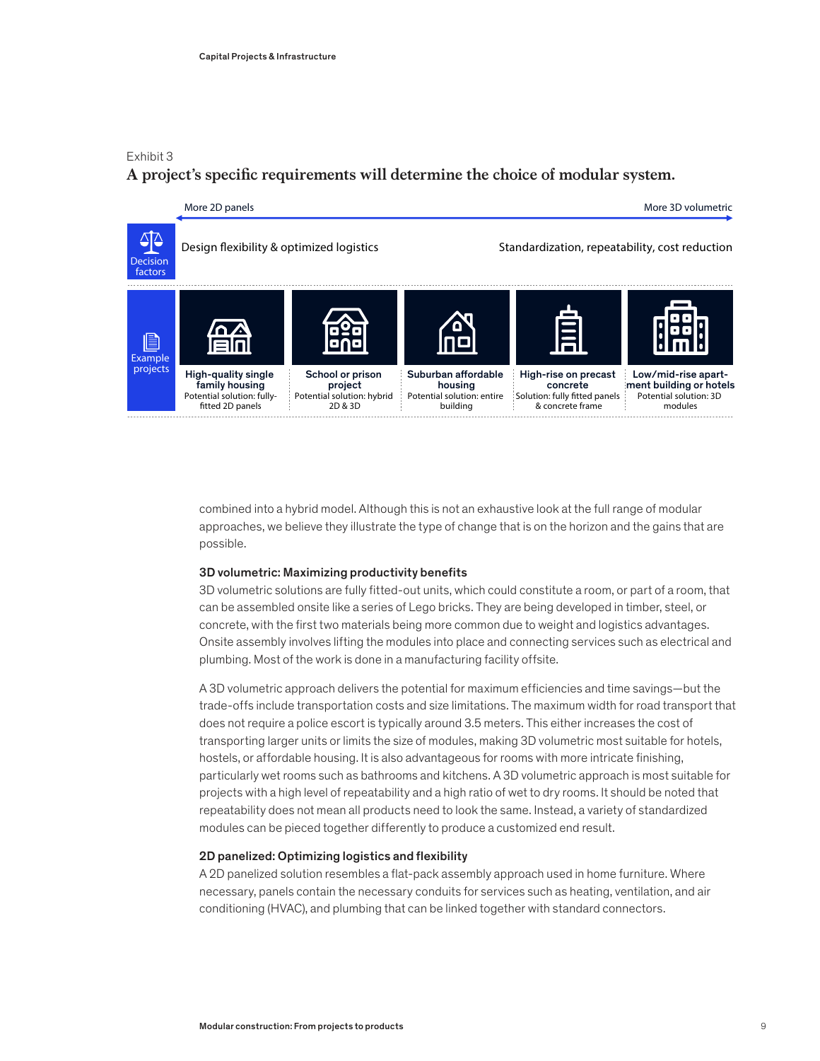Exhibit 3

**A project's specific requirements will determine the choice of modular system.**

More 2D panels ← → More 3D volumetric

| | | | | | |
|---|---|---|---|---|---|
| **Decision factors** | Design flexibility & optimized logistics | | | | Standardization, repeatability, cost reduction |
| **Example projects** | **High-quality single family housing** Potential solution: fully-fitted 2D panels | **School or prison project** Potential solution: hybrid 2D & 3D | **Suburban affordable housing** Potential solution: entire building | **High-rise on precast concrete** Solution: fully fitted panels & concrete frame | **Low/mid-rise apartment building or hotels** Potential solution: 3D modules |

combined into a hybrid model. Although this is not an exhaustive look at the full range of modular approaches, we believe they illustrate the type of change that is on the horizon and the gains that are possible.

### 3D volumetric: Maximizing productivity benefits

3D volumetric solutions are fully fitted-out units, which could constitute a room, or part of a room, that can be assembled onsite like a series of Lego bricks. They are being developed in timber, steel, or concrete, with the first two materials being more common due to weight and logistics advantages. Onsite assembly involves lifting the modules into place and connecting services such as electrical and plumbing. Most of the work is done in a manufacturing facility offsite.

A 3D volumetric approach delivers the potential for maximum efficiencies and time savings—but the trade-offs include transportation costs and size limitations. The maximum width for road transport that does not require a police escort is typically around 3.5 meters. This either increases the cost of transporting larger units or limits the size of modules, making 3D volumetric most suitable for hotels, hostels, or affordable housing. It is also advantageous for rooms with more intricate finishing, particularly wet rooms such as bathrooms and kitchens. A 3D volumetric approach is most suitable for projects with a high level of repeatability and a high ratio of wet to dry rooms. It should be noted that repeatability does not mean all products need to look the same. Instead, a variety of standardized modules can be pieced together differently to produce a customized end result.

### 2D panelized: Optimizing logistics and flexibility

A 2D panelized solution resembles a flat-pack assembly approach used in home furniture. Where necessary, panels contain the necessary conduits for services such as heating, ventilation, and air conditioning (HVAC), and plumbing that can be linked together with standard connectors.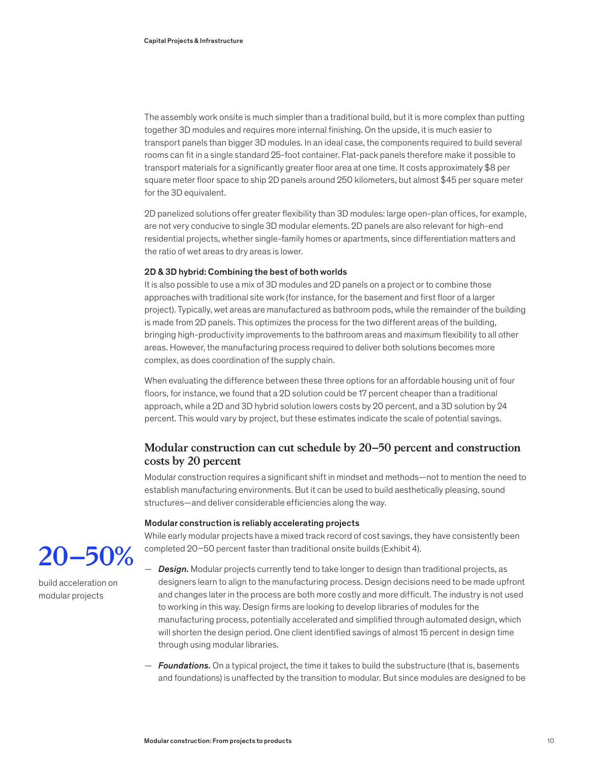The assembly work onsite is much simpler than a traditional build, but it is more complex than putting together 3D modules and requires more internal finishing. On the upside, it is much easier to transport panels than bigger 3D modules. In an ideal case, the components required to build several rooms can fit in a single standard 25-foot container. Flat-pack panels therefore make it possible to transport materials for a significantly greater floor area at one time. It costs approximately $8 per square meter floor space to ship 2D panels around 250 kilometers, but almost $45 per square meter for the 3D equivalent.

2D panelized solutions offer greater flexibility than 3D modules: large open-plan offices, for example, are not very conducive to single 3D modular elements. 2D panels are also relevant for high-end residential projects, whether single-family homes or apartments, since differentiation matters and the ratio of wet areas to dry areas is lower.

#### 2D & 3D hybrid: Combining the best of both worlds

It is also possible to use a mix of 3D modules and 2D panels on a project or to combine those approaches with traditional site work (for instance, for the basement and first floor of a larger project). Typically, wet areas are manufactured as bathroom pods, while the remainder of the building is made from 2D panels. This optimizes the process for the two different areas of the building, bringing high-productivity improvements to the bathroom areas and maximum flexibility to all other areas. However, the manufacturing process required to deliver both solutions becomes more complex, as does coordination of the supply chain.

When evaluating the difference between these three options for an affordable housing unit of four floors, for instance, we found that a 2D solution could be 17 percent cheaper than a traditional approach, while a 2D and 3D hybrid solution lowers costs by 20 percent, and a 3D solution by 24 percent. This would vary by project, but these estimates indicate the scale of potential savings.

## Modular construction can cut schedule by 20–50 percent and construction costs by 20 percent

Modular construction requires a significant shift in mindset and methods—not to mention the need to establish manufacturing environments. But it can be used to build aesthetically pleasing, sound structures—and deliver considerable efficiencies along the way.

#### Modular construction is reliably accelerating projects

**20–50%**

build acceleration on modular projects

While early modular projects have a mixed track record of cost savings, they have consistently been completed 20–50 percent faster than traditional onsite builds (Exhibit 4).

- ***Design.*** Modular projects currently tend to take longer to design than traditional projects, as designers learn to align to the manufacturing process. Design decisions need to be made upfront and changes later in the process are both more costly and more difficult. The industry is not used to working in this way. Design firms are looking to develop libraries of modules for the manufacturing process, potentially accelerated and simplified through automated design, which will shorten the design period. One client identified savings of almost 15 percent in design time through using modular libraries.

- ***Foundations.*** On a typical project, the time it takes to build the substructure (that is, basements and foundations) is unaffected by the transition to modular. But since modules are designed to be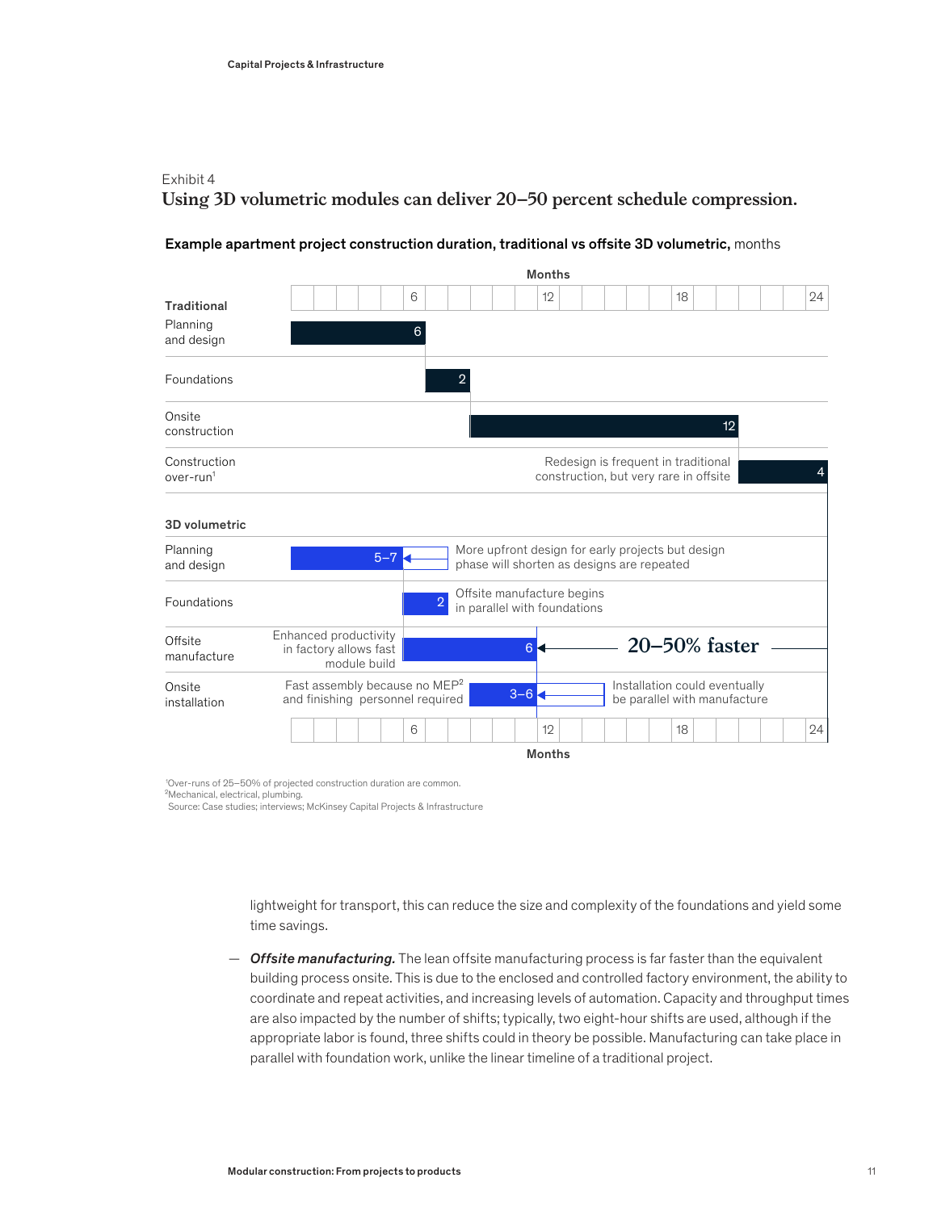Exhibit 4

**Using 3D volumetric modules can deliver 20–50 percent schedule compression.**

**Example apartment project construction duration, traditional vs offsite 3D volumetric,** months

Months

| | Duration (months) | Note |
|---|---|---|
| **Traditional** | | |
| Planning and design | 6 | |
| Foundations | 2 | |
| Onsite construction | 12 | |
| Construction over-run[1] | 4 | Redesign is frequent in traditional construction, but very rare in offsite |
| **3D volumetric** | | |
| Planning and design | 5–7 | More upfront design for early projects but design phase will shorten as designs are repeated |
| Foundations | 2 | Offsite manufacture begins in parallel with foundations |
| Offsite manufacture | 6 | Enhanced productivity in factory allows fast module build |
| Onsite installation | 3–6 | Fast assembly because no MEP[2] and finishing personnel required; Installation could eventually be parallel with manufacture |

**20–50% faster**

[1]Over-runs of 25–50% of projected construction duration are common.
[2]Mechanical, electrical, plumbing.
Source: Case studies; interviews; McKinsey Capital Projects & Infrastructure

lightweight for transport, this can reduce the size and complexity of the foundations and yield some time savings.

— ***Offsite manufacturing.*** The lean offsite manufacturing process is far faster than the equivalent building process onsite. This is due to the enclosed and controlled factory environment, the ability to coordinate and repeat activities, and increasing levels of automation. Capacity and throughput times are also impacted by the number of shifts; typically, two eight-hour shifts are used, although if the appropriate labor is found, three shifts could in theory be possible. Manufacturing can take place in parallel with foundation work, unlike the linear timeline of a traditional project.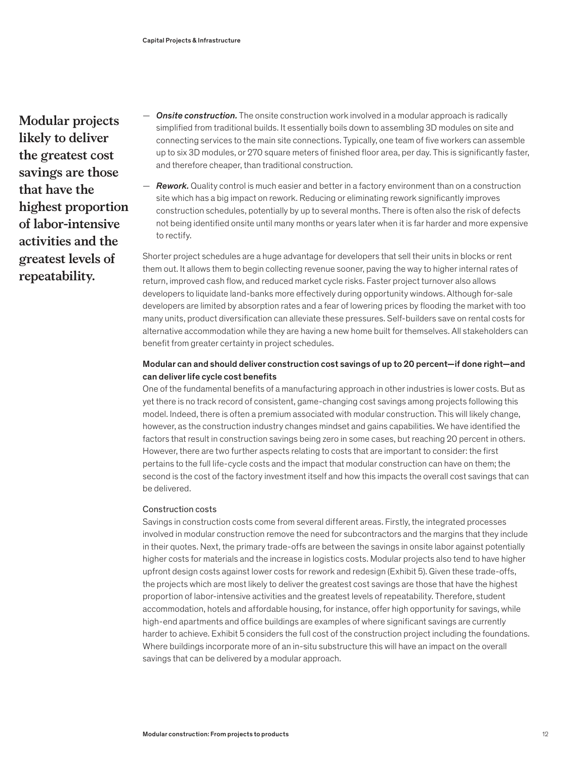**Modular projects likely to deliver the greatest cost savings are those that have the highest proportion of labor-intensive activities and the greatest levels of repeatability.**

— ***Onsite construction.*** The onsite construction work involved in a modular approach is radically simplified from traditional builds. It essentially boils down to assembling 3D modules on site and connecting services to the main site connections. Typically, one team of five workers can assemble up to six 3D modules, or 270 square meters of finished floor area, per day. This is significantly faster, and therefore cheaper, than traditional construction.

— ***Rework.*** Quality control is much easier and better in a factory environment than on a construction site which has a big impact on rework. Reducing or eliminating rework significantly improves construction schedules, potentially by up to several months. There is often also the risk of defects not being identified onsite until many months or years later when it is far harder and more expensive to rectify.

Shorter project schedules are a huge advantage for developers that sell their units in blocks or rent them out. It allows them to begin collecting revenue sooner, paving the way to higher internal rates of return, improved cash flow, and reduced market cycle risks. Faster project turnover also allows developers to liquidate land-banks more effectively during opportunity windows. Although for-sale developers are limited by absorption rates and a fear of lowering prices by flooding the market with too many units, product diversification can alleviate these pressures. Self-builders save on rental costs for alternative accommodation while they are having a new home built for themselves. All stakeholders can benefit from greater certainty in project schedules.

### Modular can and should deliver construction cost savings of up to 20 percent—if done right—and can deliver life cycle cost benefits

One of the fundamental benefits of a manufacturing approach in other industries is lower costs. But as yet there is no track record of consistent, game-changing cost savings among projects following this model. Indeed, there is often a premium associated with modular construction. This will likely change, however, as the construction industry changes mindset and gains capabilities. We have identified the factors that result in construction savings being zero in some cases, but reaching 20 percent in others. However, there are two further aspects relating to costs that are important to consider: the first pertains to the full life-cycle costs and the impact that modular construction can have on them; the second is the cost of the factory investment itself and how this impacts the overall cost savings that can be delivered.

#### Construction costs

Savings in construction costs come from several different areas. Firstly, the integrated processes involved in modular construction remove the need for subcontractors and the margins that they include in their quotes. Next, the primary trade-offs are between the savings in onsite labor against potentially higher costs for materials and the increase in logistics costs. Modular projects also tend to have higher upfront design costs against lower costs for rework and redesign (Exhibit 5). Given these trade-offs, the projects which are most likely to deliver the greatest cost savings are those that have the highest proportion of labor-intensive activities and the greatest levels of repeatability. Therefore, student accommodation, hotels and affordable housing, for instance, offer high opportunity for savings, while high-end apartments and office buildings are examples of where significant savings are currently harder to achieve. Exhibit 5 considers the full cost of the construction project including the foundations. Where buildings incorporate more of an in-situ substructure this will have an impact on the overall savings that can be delivered by a modular approach.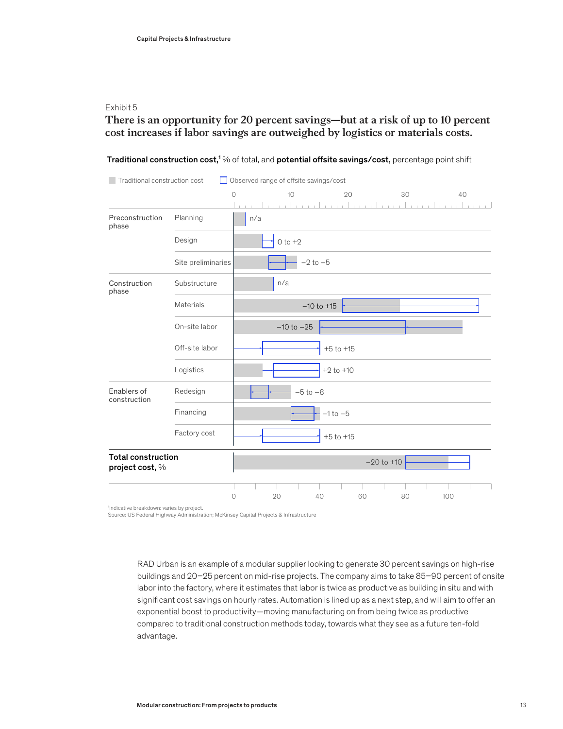Exhibit 5

## There is an opportunity for 20 percent savings—but at a risk of up to 10 percent cost increases if labor savings are outweighed by logistics or materials costs.

**Traditional construction cost,**[1] % of total, and **potential offsite savings/cost,** percentage point shift

Traditional construction cost | Observed range of offsite savings/cost

| Phase | Item | Potential offsite savings/cost |
|---|---|---|
| Preconstruction phase | Planning | n/a |
| | Design | 0 to +2 |
| | Site preliminaries | −2 to −5 |
| Construction phase | Substructure | n/a |
| | Materials | −10 to +15 |
| | On-site labor | −10 to −25 |
| | Off-site labor | +5 to +15 |
| | Logistics | +2 to +10 |
| Enablers of construction | Redesign | −5 to −8 |
| | Financing | −1 to −5 |
| | Factory cost | +5 to +15 |
| **Total construction project cost,** % | | −20 to +10 |

[1]Indicative breakdown: varies by project.
Source: US Federal Highway Administration; McKinsey Capital Projects & Infrastructure

RAD Urban is an example of a modular supplier looking to generate 30 percent savings on high-rise buildings and 20–25 percent on mid-rise projects. The company aims to take 85–90 percent of onsite labor into the factory, where it estimates that labor is twice as productive as building in situ and with significant cost savings on hourly rates. Automation is lined up as a next step, and will aim to offer an exponential boost to productivity—moving manufacturing on from being twice as productive compared to traditional construction methods today, towards what they see as a future ten-fold advantage.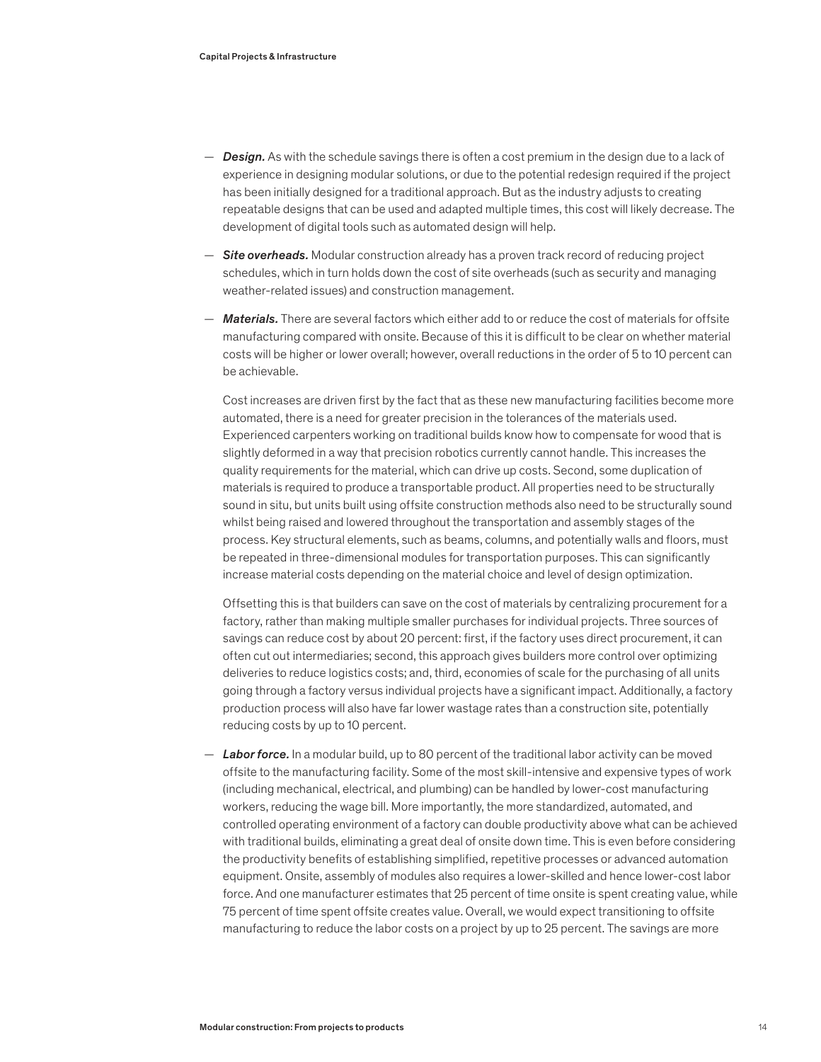- ***Design.*** As with the schedule savings there is often a cost premium in the design due to a lack of experience in designing modular solutions, or due to the potential redesign required if the project has been initially designed for a traditional approach. But as the industry adjusts to creating repeatable designs that can be used and adapted multiple times, this cost will likely decrease. The development of digital tools such as automated design will help.

- ***Site overheads.*** Modular construction already has a proven track record of reducing project schedules, which in turn holds down the cost of site overheads (such as security and managing weather-related issues) and construction management.

- ***Materials.*** There are several factors which either add to or reduce the cost of materials for offsite manufacturing compared with onsite. Because of this it is difficult to be clear on whether material costs will be higher or lower overall; however, overall reductions in the order of 5 to 10 percent can be achievable.

  Cost increases are driven first by the fact that as these new manufacturing facilities become more automated, there is a need for greater precision in the tolerances of the materials used. Experienced carpenters working on traditional builds know how to compensate for wood that is slightly deformed in a way that precision robotics currently cannot handle. This increases the quality requirements for the material, which can drive up costs. Second, some duplication of materials is required to produce a transportable product. All properties need to be structurally sound in situ, but units built using offsite construction methods also need to be structurally sound whilst being raised and lowered throughout the transportation and assembly stages of the process. Key structural elements, such as beams, columns, and potentially walls and floors, must be repeated in three-dimensional modules for transportation purposes. This can significantly increase material costs depending on the material choice and level of design optimization.

  Offsetting this is that builders can save on the cost of materials by centralizing procurement for a factory, rather than making multiple smaller purchases for individual projects. Three sources of savings can reduce cost by about 20 percent: first, if the factory uses direct procurement, it can often cut out intermediaries; second, this approach gives builders more control over optimizing deliveries to reduce logistics costs; and, third, economies of scale for the purchasing of all units going through a factory versus individual projects have a significant impact. Additionally, a factory production process will also have far lower wastage rates than a construction site, potentially reducing costs by up to 10 percent.

- ***Labor force.*** In a modular build, up to 80 percent of the traditional labor activity can be moved offsite to the manufacturing facility. Some of the most skill-intensive and expensive types of work (including mechanical, electrical, and plumbing) can be handled by lower-cost manufacturing workers, reducing the wage bill. More importantly, the more standardized, automated, and controlled operating environment of a factory can double productivity above what can be achieved with traditional builds, eliminating a great deal of onsite down time. This is even before considering the productivity benefits of establishing simplified, repetitive processes or advanced automation equipment. Onsite, assembly of modules also requires a lower-skilled and hence lower-cost labor force. And one manufacturer estimates that 25 percent of time onsite is spent creating value, while 75 percent of time spent offsite creates value. Overall, we would expect transitioning to offsite manufacturing to reduce the labor costs on a project by up to 25 percent. The savings are more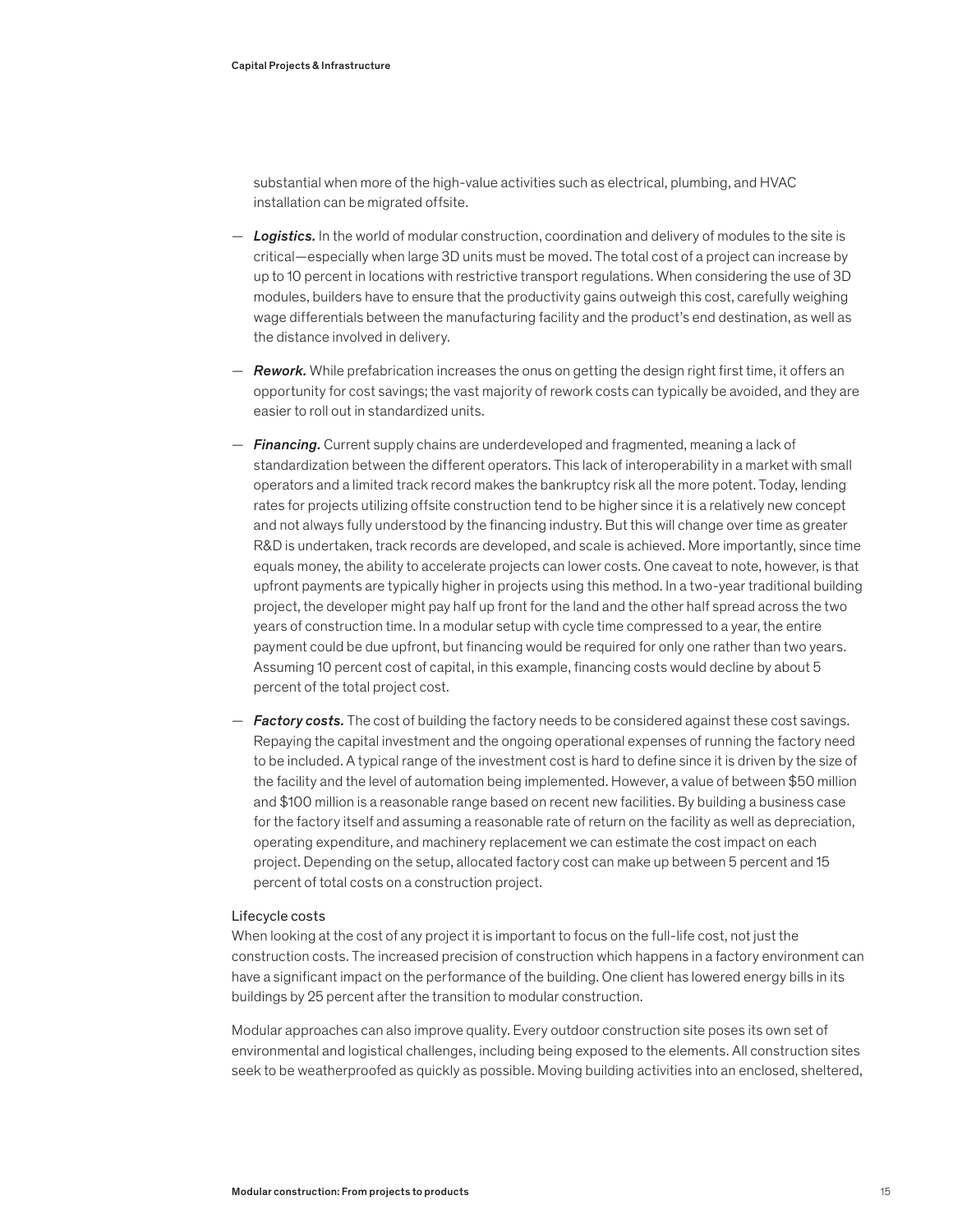substantial when more of the high-value activities such as electrical, plumbing, and HVAC installation can be migrated offsite.

— ***Logistics.*** In the world of modular construction, coordination and delivery of modules to the site is critical—especially when large 3D units must be moved. The total cost of a project can increase by up to 10 percent in locations with restrictive transport regulations. When considering the use of 3D modules, builders have to ensure that the productivity gains outweigh this cost, carefully weighing wage differentials between the manufacturing facility and the product's end destination, as well as the distance involved in delivery.

— ***Rework.*** While prefabrication increases the onus on getting the design right first time, it offers an opportunity for cost savings; the vast majority of rework costs can typically be avoided, and they are easier to roll out in standardized units.

— ***Financing.*** Current supply chains are underdeveloped and fragmented, meaning a lack of standardization between the different operators. This lack of interoperability in a market with small operators and a limited track record makes the bankruptcy risk all the more potent. Today, lending rates for projects utilizing offsite construction tend to be higher since it is a relatively new concept and not always fully understood by the financing industry. But this will change over time as greater R&D is undertaken, track records are developed, and scale is achieved. More importantly, since time equals money, the ability to accelerate projects can lower costs. One caveat to note, however, is that upfront payments are typically higher in projects using this method. In a two-year traditional building project, the developer might pay half up front for the land and the other half spread across the two years of construction time. In a modular setup with cycle time compressed to a year, the entire payment could be due upfront, but financing would be required for only one rather than two years. Assuming 10 percent cost of capital, in this example, financing costs would decline by about 5 percent of the total project cost.

— ***Factory costs.*** The cost of building the factory needs to be considered against these cost savings. Repaying the capital investment and the ongoing operational expenses of running the factory need to be included. A typical range of the investment cost is hard to define since it is driven by the size of the facility and the level of automation being implemented. However, a value of between $50 million and $100 million is a reasonable range based on recent new facilities. By building a business case for the factory itself and assuming a reasonable rate of return on the facility as well as depreciation, operating expenditure, and machinery replacement we can estimate the cost impact on each project. Depending on the setup, allocated factory cost can make up between 5 percent and 15 percent of total costs on a construction project.

### Lifecycle costs

When looking at the cost of any project it is important to focus on the full-life cost, not just the construction costs. The increased precision of construction which happens in a factory environment can have a significant impact on the performance of the building. One client has lowered energy bills in its buildings by 25 percent after the transition to modular construction.

Modular approaches can also improve quality. Every outdoor construction site poses its own set of environmental and logistical challenges, including being exposed to the elements. All construction sites seek to be weatherproofed as quickly as possible. Moving building activities into an enclosed, sheltered,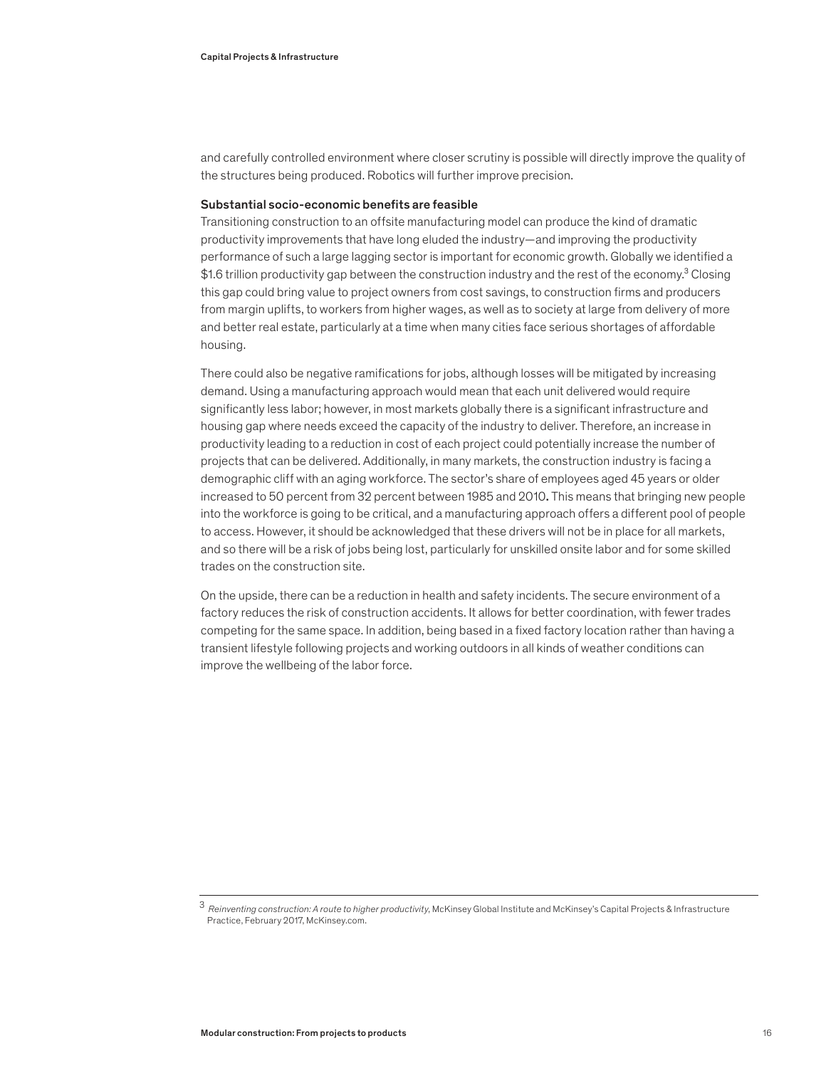and carefully controlled environment where closer scrutiny is possible will directly improve the quality of the structures being produced. Robotics will further improve precision.

### Substantial socio-economic benefits are feasible

Transitioning construction to an offsite manufacturing model can produce the kind of dramatic productivity improvements that have long eluded the industry—and improving the productivity performance of such a large lagging sector is important for economic growth. Globally we identified a $1.6 trillion productivity gap between the construction industry and the rest of the economy.[3] Closing this gap could bring value to project owners from cost savings, to construction firms and producers from margin uplifts, to workers from higher wages, as well as to society at large from delivery of more and better real estate, particularly at a time when many cities face serious shortages of affordable housing.

There could also be negative ramifications for jobs, although losses will be mitigated by increasing demand. Using a manufacturing approach would mean that each unit delivered would require significantly less labor; however, in most markets globally there is a significant infrastructure and housing gap where needs exceed the capacity of the industry to deliver. Therefore, an increase in productivity leading to a reduction in cost of each project could potentially increase the number of projects that can be delivered. Additionally, in many markets, the construction industry is facing a demographic cliff with an aging workforce. The sector's share of employees aged 45 years or older increased to 50 percent from 32 percent between 1985 and 2010**.** This means that bringing new people into the workforce is going to be critical, and a manufacturing approach offers a different pool of people to access. However, it should be acknowledged that these drivers will not be in place for all markets, and so there will be a risk of jobs being lost, particularly for unskilled onsite labor and for some skilled trades on the construction site.

On the upside, there can be a reduction in health and safety incidents. The secure environment of a factory reduces the risk of construction accidents. It allows for better coordination, with fewer trades competing for the same space. In addition, being based in a fixed factory location rather than having a transient lifestyle following projects and working outdoors in all kinds of weather conditions can improve the wellbeing of the labor force.

---

[3] *Reinventing construction: A route to higher productivity*, McKinsey Global Institute and McKinsey's Capital Projects & Infrastructure Practice, February 2017, McKinsey.com.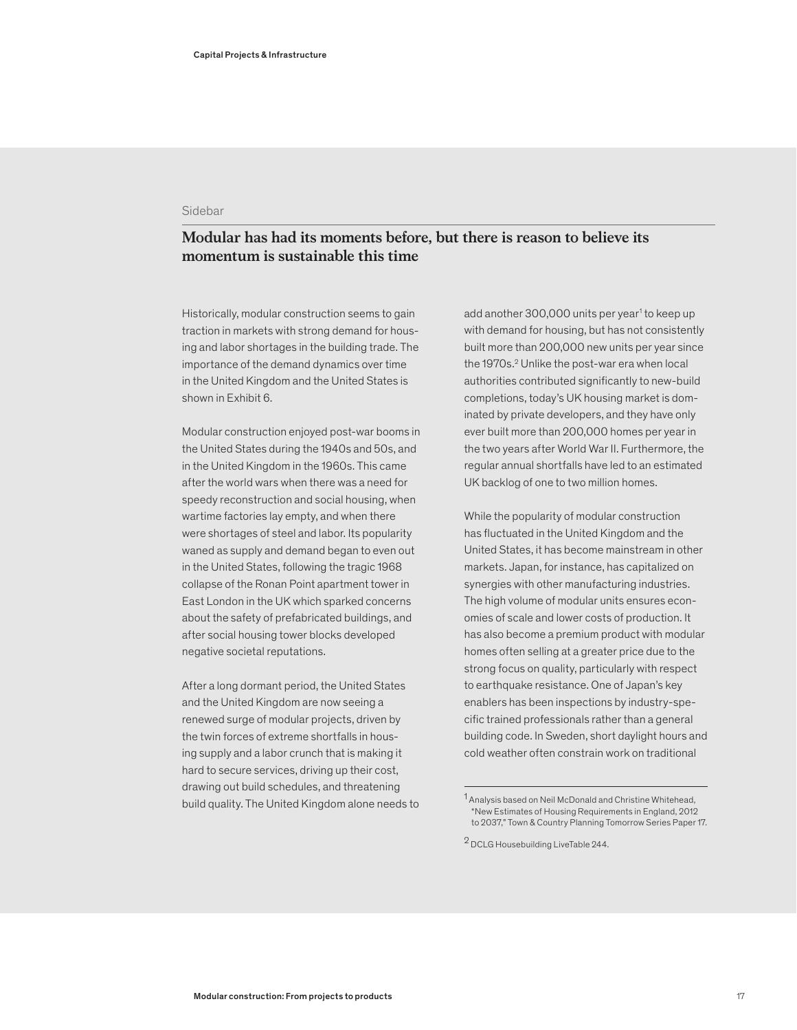Sidebar

## Modular has had its moments before, but there is reason to believe its momentum is sustainable this time

Historically, modular construction seems to gain traction in markets with strong demand for housing and labor shortages in the building trade. The importance of the demand dynamics over time in the United Kingdom and the United States is shown in Exhibit 6.

Modular construction enjoyed post-war booms in the United States during the 1940s and 50s, and in the United Kingdom in the 1960s. This came after the world wars when there was a need for speedy reconstruction and social housing, when wartime factories lay empty, and when there were shortages of steel and labor. Its popularity waned as supply and demand began to even out in the United States, following the tragic 1968 collapse of the Ronan Point apartment tower in East London in the UK which sparked concerns about the safety of prefabricated buildings, and after social housing tower blocks developed negative societal reputations.

After a long dormant period, the United States and the United Kingdom are now seeing a renewed surge of modular projects, driven by the twin forces of extreme shortfalls in housing supply and a labor crunch that is making it hard to secure services, driving up their cost, drawing out build schedules, and threatening build quality. The United Kingdom alone needs to add another 300,000 units per year[1] to keep up with demand for housing, but has not consistently built more than 200,000 new units per year since the 1970s.[2] Unlike the post-war era when local authorities contributed significantly to new-build completions, today's UK housing market is dominated by private developers, and they have only ever built more than 200,000 homes per year in the two years after World War II. Furthermore, the regular annual shortfalls have led to an estimated UK backlog of one to two million homes.

While the popularity of modular construction has fluctuated in the United Kingdom and the United States, it has become mainstream in other markets. Japan, for instance, has capitalized on synergies with other manufacturing industries. The high volume of modular units ensures economies of scale and lower costs of production. It has also become a premium product with modular homes often selling at a greater price due to the strong focus on quality, particularly with respect to earthquake resistance. One of Japan's key enablers has been inspections by industry-specific trained professionals rather than a general building code. In Sweden, short daylight hours and cold weather often constrain work on traditional

[1] Analysis based on Neil McDonald and Christine Whitehead, "New Estimates of Housing Requirements in England, 2012 to 2037," Town & Country Planning Tomorrow Series Paper 17.

[2] DCLG Housebuilding LiveTable 244.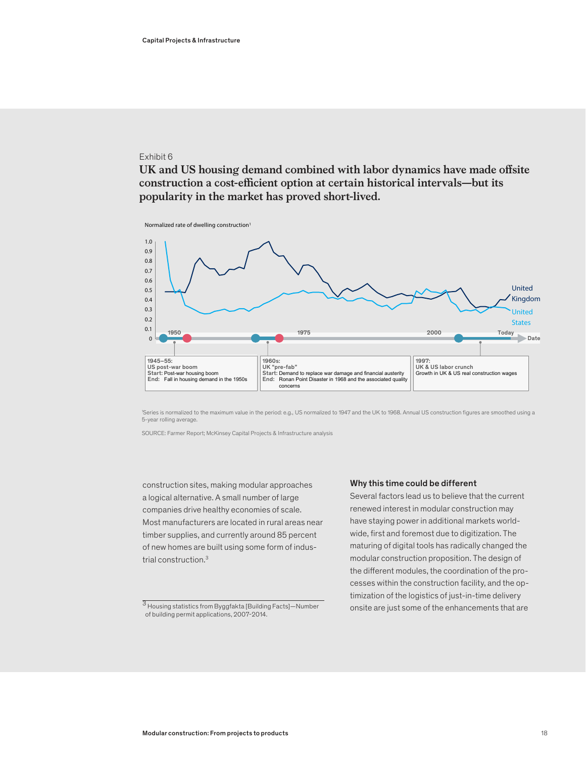Exhibit 6

**UK and US housing demand combined with labor dynamics have made offsite construction a cost-efficient option at certain historical intervals—but its popularity in the market has proved short-lived.**

Normalized rate of dwelling construction[1]

1.0
0.9
0.8
0.7
0.6
0.5
0.4
0.3
0.2
0.1
0

1950 | 1975 | 2000 | Today | Date

United Kingdom

United States

**1945–55:**
**US post-war boom**
**Start:** Post-war housing boom
**End:** Fall in housing demand in the 1950s

**1960s:**
**UK "pre-fab"**
**Start:** Demand to replace war damage and financial austerity
**End:** Ronan Point Disaster in 1968 and the associated quality concerns

**1997:**
**UK & US labor crunch**
Growth in UK & US real construction wages

[1]Series is normalized to the maximum value in the period: e.g., US normalized to 1947 and the UK to 1968. Annual US construction figures are smoothed using a 5-year rolling average.

SOURCE: Farmer Report; McKinsey Capital Projects & Infrastructure analysis

construction sites, making modular approaches a logical alternative. A small number of large companies drive healthy economies of scale. Most manufacturers are located in rural areas near timber supplies, and currently around 85 percent of new homes are built using some form of industrial construction.[3]

### Why this time could be different

Several factors lead us to believe that the current renewed interest in modular construction may have staying power in additional markets worldwide, first and foremost due to digitization. The maturing of digital tools has radically changed the modular construction proposition. The design of the different modules, the coordination of the processes within the construction facility, and the optimization of the logistics of just-in-time delivery onsite are just some of the enhancements that are

[3] Housing statistics from Byggfakta [Building Facts]—Number of building permit applications, 2007-2014.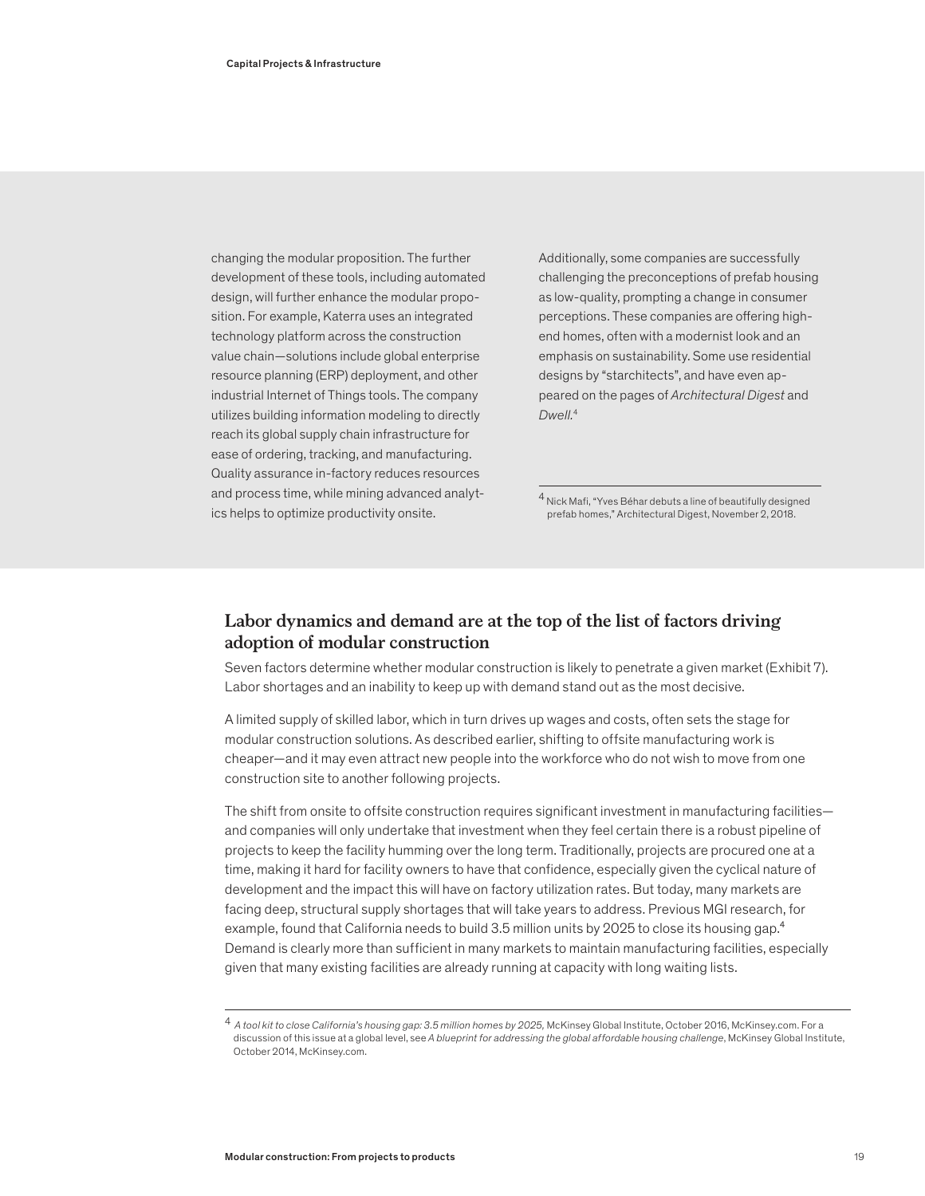changing the modular proposition. The further development of these tools, including automated design, will further enhance the modular proposition. For example, Katerra uses an integrated technology platform across the construction value chain—solutions include global enterprise resource planning (ERP) deployment, and other industrial Internet of Things tools. The company utilizes building information modeling to directly reach its global supply chain infrastructure for ease of ordering, tracking, and manufacturing. Quality assurance in-factory reduces resources and process time, while mining advanced analytics helps to optimize productivity onsite.

Additionally, some companies are successfully challenging the preconceptions of prefab housing as low-quality, prompting a change in consumer perceptions. These companies are offering high-end homes, often with a modernist look and an emphasis on sustainability. Some use residential designs by "starchitects", and have even appeared on the pages of *Architectural Digest* and *Dwell*.[4]

[4] Nick Mafi, "Yves Béhar debuts a line of beautifully designed prefab homes," Architectural Digest, November 2, 2018.

## Labor dynamics and demand are at the top of the list of factors driving adoption of modular construction

Seven factors determine whether modular construction is likely to penetrate a given market (Exhibit 7). Labor shortages and an inability to keep up with demand stand out as the most decisive.

A limited supply of skilled labor, which in turn drives up wages and costs, often sets the stage for modular construction solutions. As described earlier, shifting to offsite manufacturing work is cheaper—and it may even attract new people into the workforce who do not wish to move from one construction site to another following projects.

The shift from onsite to offsite construction requires significant investment in manufacturing facilities—and companies will only undertake that investment when they feel certain there is a robust pipeline of projects to keep the facility humming over the long term. Traditionally, projects are procured one at a time, making it hard for facility owners to have that confidence, especially given the cyclical nature of development and the impact this will have on factory utilization rates. But today, many markets are facing deep, structural supply shortages that will take years to address. Previous MGI research, for example, found that California needs to build 3.5 million units by 2025 to close its housing gap.[4] Demand is clearly more than sufficient in many markets to maintain manufacturing facilities, especially given that many existing facilities are already running at capacity with long waiting lists.

[4] *A tool kit to close California's housing gap: 3.5 million homes by 2025*, McKinsey Global Institute, October 2016, McKinsey.com. For a discussion of this issue at a global level, see *A blueprint for addressing the global affordable housing challenge*, McKinsey Global Institute, October 2014, McKinsey.com.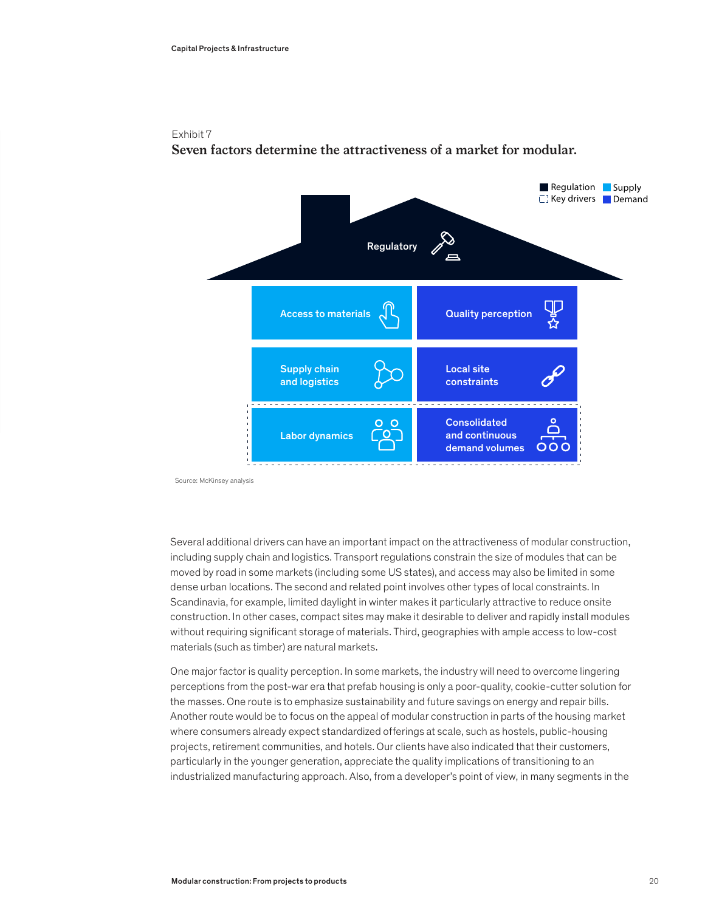Exhibit 7

**Seven factors determine the attractiveness of a market for modular.**

Regulation | Key drivers | Supply | Demand

Regulatory

Access to materials

Quality perception

Supply chain and logistics

Local site constraints

Labor dynamics

Consolidated and continuous demand volumes

Source: McKinsey analysis

Several additional drivers can have an important impact on the attractiveness of modular construction, including supply chain and logistics. Transport regulations constrain the size of modules that can be moved by road in some markets (including some US states), and access may also be limited in some dense urban locations. The second and related point involves other types of local constraints. In Scandinavia, for example, limited daylight in winter makes it particularly attractive to reduce onsite construction. In other cases, compact sites may make it desirable to deliver and rapidly install modules without requiring significant storage of materials. Third, geographies with ample access to low-cost materials (such as timber) are natural markets.

One major factor is quality perception. In some markets, the industry will need to overcome lingering perceptions from the post-war era that prefab housing is only a poor-quality, cookie-cutter solution for the masses. One route is to emphasize sustainability and future savings on energy and repair bills. Another route would be to focus on the appeal of modular construction in parts of the housing market where consumers already expect standardized offerings at scale, such as hostels, public-housing projects, retirement communities, and hotels. Our clients have also indicated that their customers, particularly in the younger generation, appreciate the quality implications of transitioning to an industrialized manufacturing approach. Also, from a developer's point of view, in many segments in the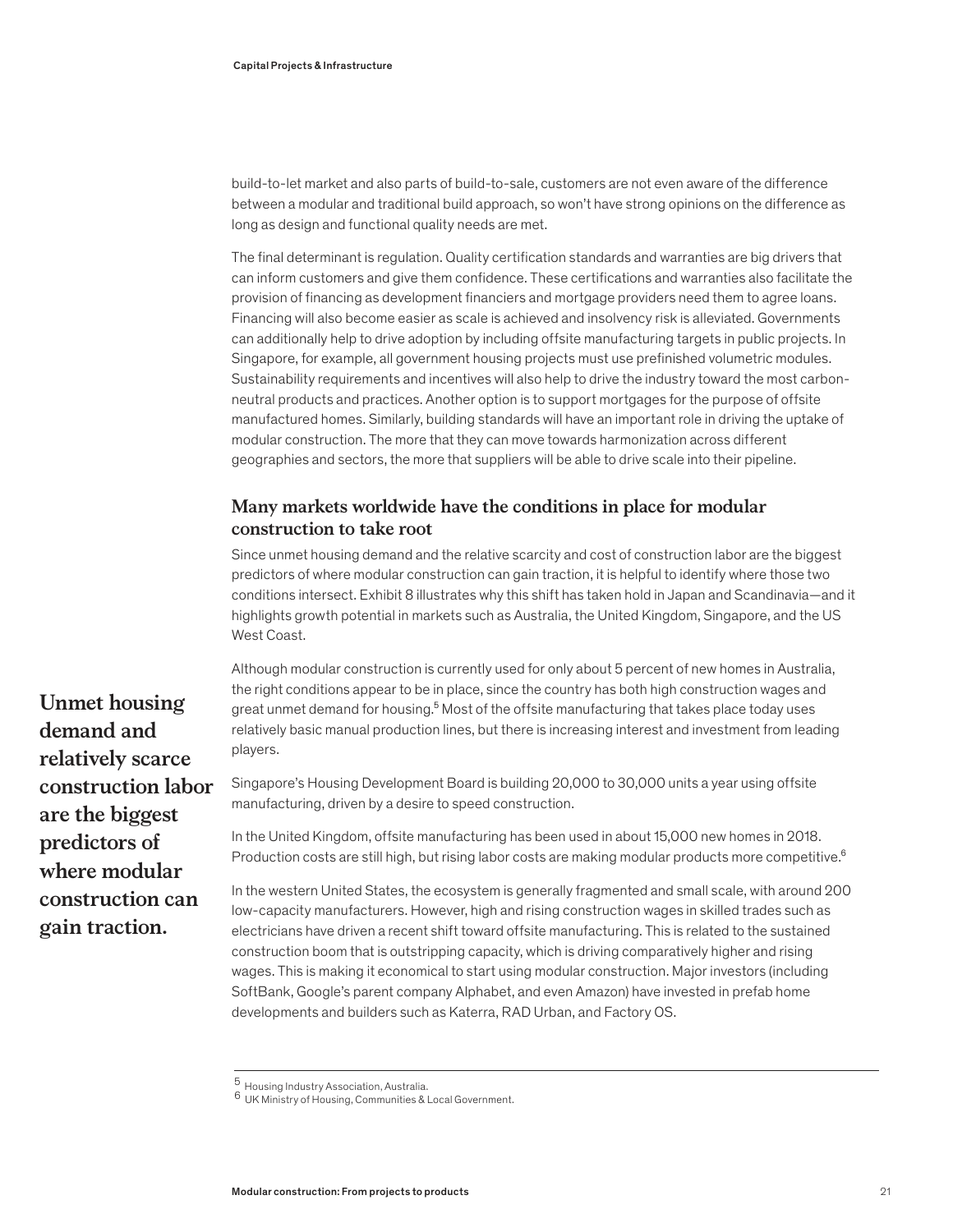build-to-let market and also parts of build-to-sale, customers are not even aware of the difference between a modular and traditional build approach, so won't have strong opinions on the difference as long as design and functional quality needs are met.

The final determinant is regulation. Quality certification standards and warranties are big drivers that can inform customers and give them confidence. These certifications and warranties also facilitate the provision of financing as development financiers and mortgage providers need them to agree loans. Financing will also become easier as scale is achieved and insolvency risk is alleviated. Governments can additionally help to drive adoption by including offsite manufacturing targets in public projects. In Singapore, for example, all government housing projects must use prefinished volumetric modules. Sustainability requirements and incentives will also help to drive the industry toward the most carbon-neutral products and practices. Another option is to support mortgages for the purpose of offsite manufactured homes. Similarly, building standards will have an important role in driving the uptake of modular construction. The more that they can move towards harmonization across different geographies and sectors, the more that suppliers will be able to drive scale into their pipeline.

## Many markets worldwide have the conditions in place for modular construction to take root

Since unmet housing demand and the relative scarcity and cost of construction labor are the biggest predictors of where modular construction can gain traction, it is helpful to identify where those two conditions intersect. Exhibit 8 illustrates why this shift has taken hold in Japan and Scandinavia—and it highlights growth potential in markets such as Australia, the United Kingdom, Singapore, and the US West Coast.

**Unmet housing demand and relatively scarce construction labor are the biggest predictors of where modular construction can gain traction.**

Although modular construction is currently used for only about 5 percent of new homes in Australia, the right conditions appear to be in place, since the country has both high construction wages and great unmet demand for housing.[5] Most of the offsite manufacturing that takes place today uses relatively basic manual production lines, but there is increasing interest and investment from leading players.

Singapore's Housing Development Board is building 20,000 to 30,000 units a year using offsite manufacturing, driven by a desire to speed construction.

In the United Kingdom, offsite manufacturing has been used in about 15,000 new homes in 2018. Production costs are still high, but rising labor costs are making modular products more competitive.[6]

In the western United States, the ecosystem is generally fragmented and small scale, with around 200 low-capacity manufacturers. However, high and rising construction wages in skilled trades such as electricians have driven a recent shift toward offsite manufacturing. This is related to the sustained construction boom that is outstripping capacity, which is driving comparatively higher and rising wages. This is making it economical to start using modular construction. Major investors (including SoftBank, Google's parent company Alphabet, and even Amazon) have invested in prefab home developments and builders such as Katerra, RAD Urban, and Factory OS.

---

[5] Housing Industry Association, Australia.

[6] UK Ministry of Housing, Communities & Local Government.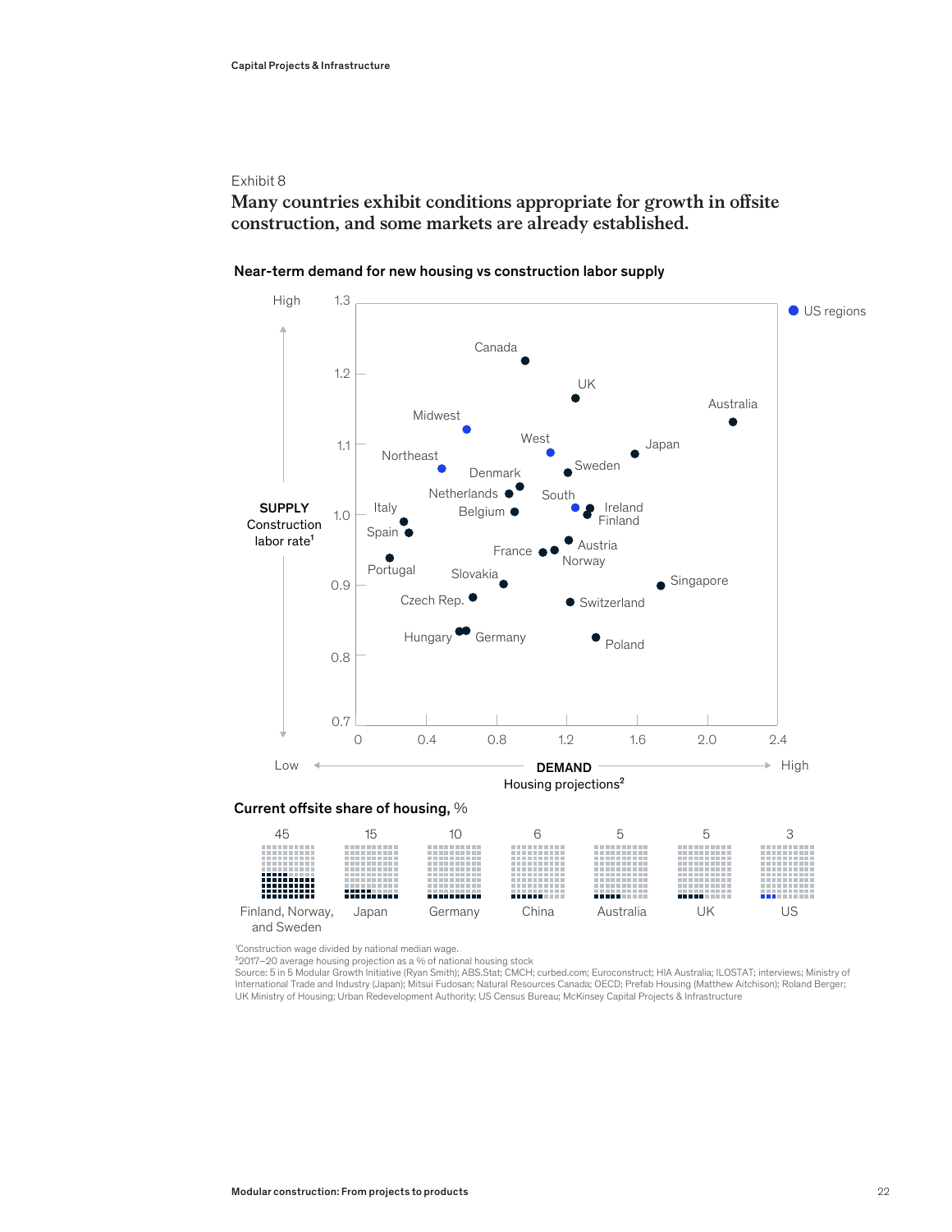Exhibit 8

## Many countries exhibit conditions appropriate for growth in offsite construction, and some markets are already established.

**Near-term demand for new housing vs construction labor supply**

SUPPLY: Construction labor rate[1] (Low to High, 0.7–1.3)

DEMAND: Housing projections[2] (Low to High, 0–2.4)

● US regions

Canada, UK, Australia, Midwest, West, Japan, Northeast, Sweden, Denmark, Netherlands, South, Italy, Belgium, Ireland, Finland, Spain, Austria, France, Norway, Portugal, Slovakia, Singapore, Czech Rep., Switzerland, Hungary, Germany, Poland

**Current offsite share of housing, %**

| Finland, Norway, and Sweden | Japan | Germany | China | Australia | UK | US |
|---|---|---|---|---|---|---|
| 45 | 15 | 10 | 6 | 5 | 5 | 3 |

[1]Construction wage divided by national median wage.
[2]2017–20 average housing projection as a % of national housing stock
Source: 5 in 5 Modular Growth Initiative (Ryan Smith); ABS.Stat; CMCH; curbed.com; Euroconstruct; HIA Australia; ILOSTAT; interviews; Ministry of International Trade and Industry (Japan); Mitsui Fudosan; Natural Resources Canada; OECD; Prefab Housing (Matthew Aitchison); Roland Berger; UK Ministry of Housing; Urban Redevelopment Authority; US Census Bureau; McKinsey Capital Projects & Infrastructure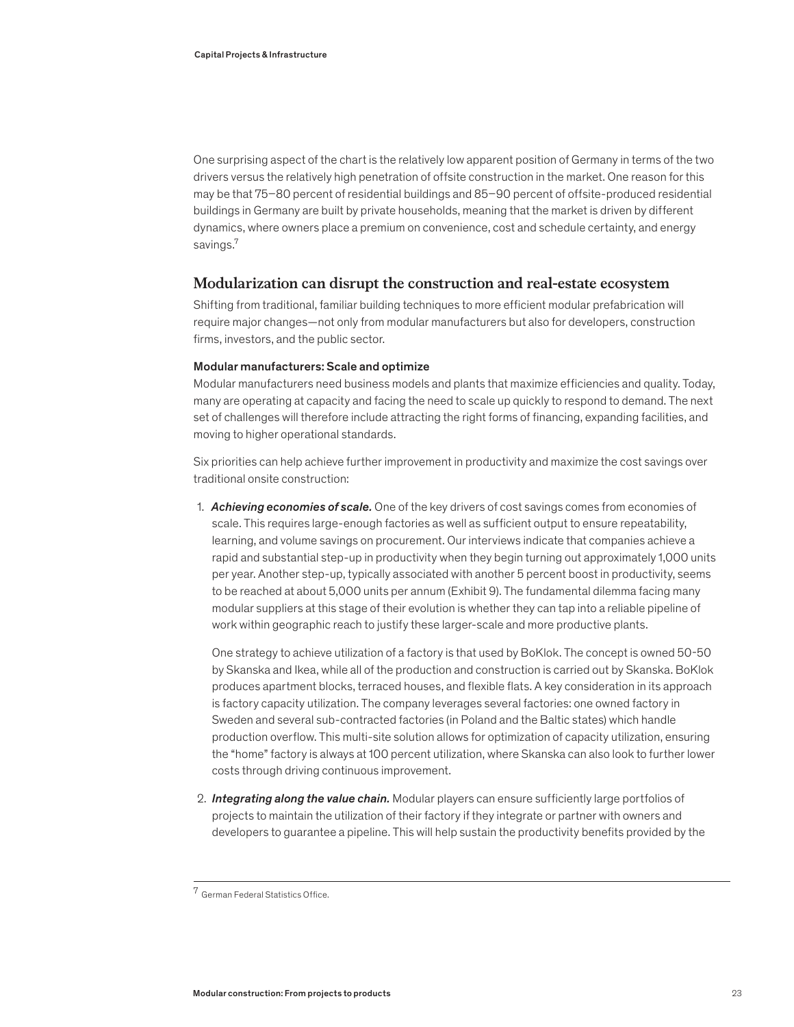One surprising aspect of the chart is the relatively low apparent position of Germany in terms of the two drivers versus the relatively high penetration of offsite construction in the market. One reason for this may be that 75–80 percent of residential buildings and 85–90 percent of offsite-produced residential buildings in Germany are built by private households, meaning that the market is driven by different dynamics, where owners place a premium on convenience, cost and schedule certainty, and energy savings.[7]

## Modularization can disrupt the construction and real-estate ecosystem

Shifting from traditional, familiar building techniques to more efficient modular prefabrication will require major changes—not only from modular manufacturers but also for developers, construction firms, investors, and the public sector.

### Modular manufacturers: Scale and optimize

Modular manufacturers need business models and plants that maximize efficiencies and quality. Today, many are operating at capacity and facing the need to scale up quickly to respond to demand. The next set of challenges will therefore include attracting the right forms of financing, expanding facilities, and moving to higher operational standards.

Six priorities can help achieve further improvement in productivity and maximize the cost savings over traditional onsite construction:

1. ***Achieving economies of scale.*** One of the key drivers of cost savings comes from economies of scale. This requires large-enough factories as well as sufficient output to ensure repeatability, learning, and volume savings on procurement. Our interviews indicate that companies achieve a rapid and substantial step-up in productivity when they begin turning out approximately 1,000 units per year. Another step-up, typically associated with another 5 percent boost in productivity, seems to be reached at about 5,000 units per annum (Exhibit 9). The fundamental dilemma facing many modular suppliers at this stage of their evolution is whether they can tap into a reliable pipeline of work within geographic reach to justify these larger-scale and more productive plants.

   One strategy to achieve utilization of a factory is that used by BoKlok. The concept is owned 50-50 by Skanska and Ikea, while all of the production and construction is carried out by Skanska. BoKlok produces apartment blocks, terraced houses, and flexible flats. A key consideration in its approach is factory capacity utilization. The company leverages several factories: one owned factory in Sweden and several sub-contracted factories (in Poland and the Baltic states) which handle production overflow. This multi-site solution allows for optimization of capacity utilization, ensuring the "home" factory is always at 100 percent utilization, where Skanska can also look to further lower costs through driving continuous improvement.

2. ***Integrating along the value chain.*** Modular players can ensure sufficiently large portfolios of projects to maintain the utilization of their factory if they integrate or partner with owners and developers to guarantee a pipeline. This will help sustain the productivity benefits provided by the

[7] German Federal Statistics Office.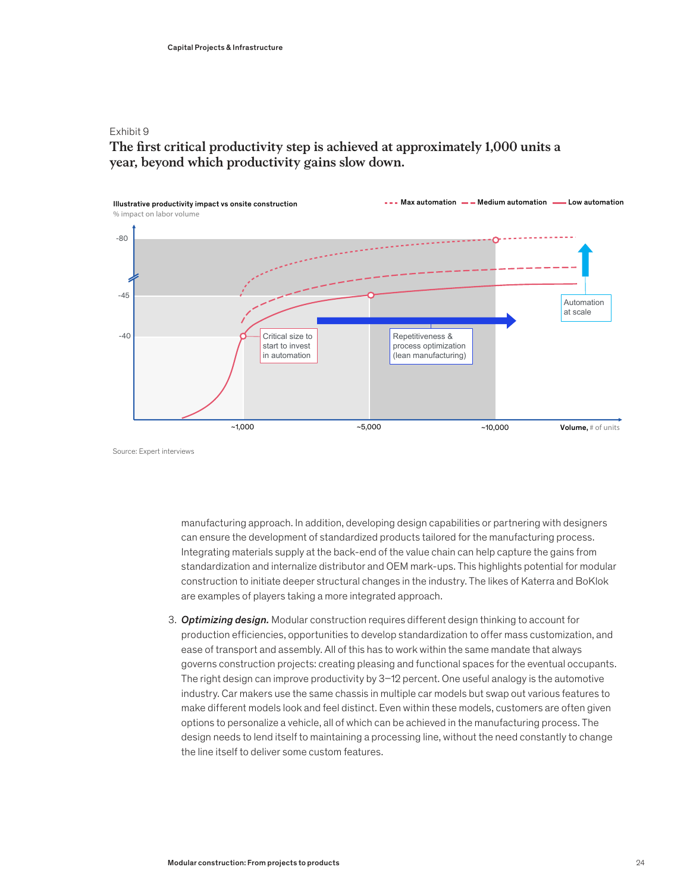Exhibit 9

**The first critical productivity step is achieved at approximately 1,000 units a year, beyond which productivity gains slow down.**

Illustrative productivity impact vs onsite construction
% impact on labor volume

Max automation · Medium automation · Low automation

-80
-45
-40

Critical size to start to invest in automation

Repetitiveness & process optimization (lean manufacturing)

Automation at scale

~1,000 · ~5,000 · ~10,000 · Volume, # of units

Source: Expert interviews

manufacturing approach. In addition, developing design capabilities or partnering with designers can ensure the development of standardized products tailored for the manufacturing process. Integrating materials supply at the back-end of the value chain can help capture the gains from standardization and internalize distributor and OEM mark-ups. This highlights potential for modular construction to initiate deeper structural changes in the industry. The likes of Katerra and BoKlok are examples of players taking a more integrated approach.

3. ***Optimizing design.*** Modular construction requires different design thinking to account for production efficiencies, opportunities to develop standardization to offer mass customization, and ease of transport and assembly. All of this has to work within the same mandate that always governs construction projects: creating pleasing and functional spaces for the eventual occupants. The right design can improve productivity by 3–12 percent. One useful analogy is the automotive industry. Car makers use the same chassis in multiple car models but swap out various features to make different models look and feel distinct. Even within these models, customers are often given options to personalize a vehicle, all of which can be achieved in the manufacturing process. The design needs to lend itself to maintaining a processing line, without the need constantly to change the line itself to deliver some custom features.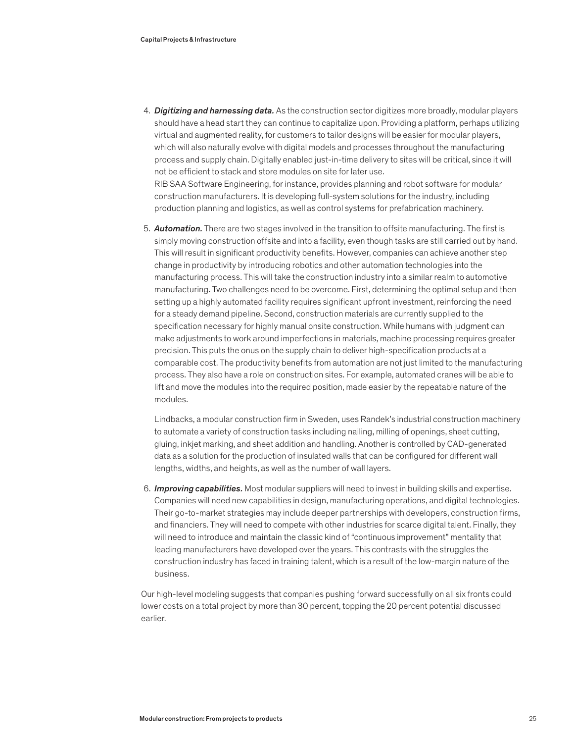4. ***Digitizing and harnessing data.*** As the construction sector digitizes more broadly, modular players should have a head start they can continue to capitalize upon. Providing a platform, perhaps utilizing virtual and augmented reality, for customers to tailor designs will be easier for modular players, which will also naturally evolve with digital models and processes throughout the manufacturing process and supply chain. Digitally enabled just-in-time delivery to sites will be critical, since it will not be efficient to stack and store modules on site for later use.
   RIB SAA Software Engineering, for instance, provides planning and robot software for modular construction manufacturers. It is developing full-system solutions for the industry, including production planning and logistics, as well as control systems for prefabrication machinery.

5. ***Automation.*** There are two stages involved in the transition to offsite manufacturing. The first is simply moving construction offsite and into a facility, even though tasks are still carried out by hand. This will result in significant productivity benefits. However, companies can achieve another step change in productivity by introducing robotics and other automation technologies into the manufacturing process. This will take the construction industry into a similar realm to automotive manufacturing. Two challenges need to be overcome. First, determining the optimal setup and then setting up a highly automated facility requires significant upfront investment, reinforcing the need for a steady demand pipeline. Second, construction materials are currently supplied to the specification necessary for highly manual onsite construction. While humans with judgment can make adjustments to work around imperfections in materials, machine processing requires greater precision. This puts the onus on the supply chain to deliver high-specification products at a comparable cost. The productivity benefits from automation are not just limited to the manufacturing process. They also have a role on construction sites. For example, automated cranes will be able to lift and move the modules into the required position, made easier by the repeatable nature of the modules.

   Lindbacks, a modular construction firm in Sweden, uses Randek's industrial construction machinery to automate a variety of construction tasks including nailing, milling of openings, sheet cutting, gluing, inkjet marking, and sheet addition and handling. Another is controlled by CAD-generated data as a solution for the production of insulated walls that can be configured for different wall lengths, widths, and heights, as well as the number of wall layers.

6. ***Improving capabilities.*** Most modular suppliers will need to invest in building skills and expertise. Companies will need new capabilities in design, manufacturing operations, and digital technologies. Their go-to-market strategies may include deeper partnerships with developers, construction firms, and financiers. They will need to compete with other industries for scarce digital talent. Finally, they will need to introduce and maintain the classic kind of "continuous improvement" mentality that leading manufacturers have developed over the years. This contrasts with the struggles the construction industry has faced in training talent, which is a result of the low-margin nature of the business.

Our high-level modeling suggests that companies pushing forward successfully on all six fronts could lower costs on a total project by more than 30 percent, topping the 20 percent potential discussed earlier.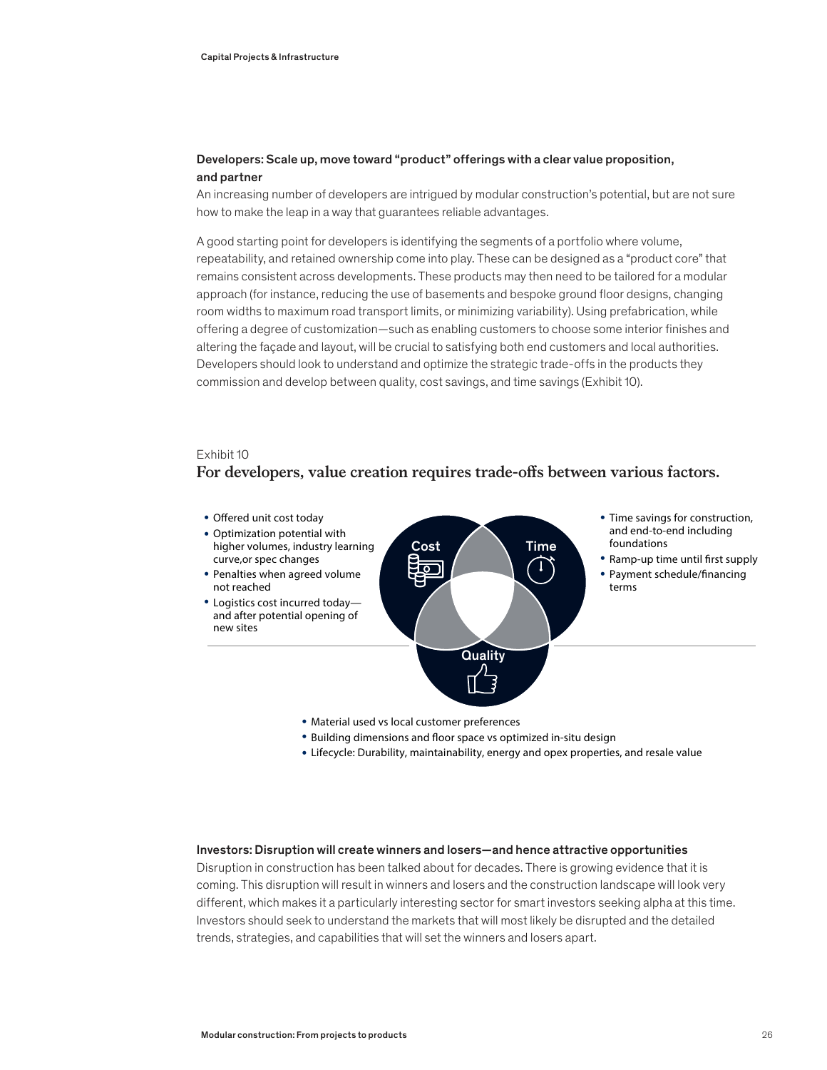### Developers: Scale up, move toward "product" offerings with a clear value proposition, and partner

An increasing number of developers are intrigued by modular construction's potential, but are not sure how to make the leap in a way that guarantees reliable advantages.

A good starting point for developers is identifying the segments of a portfolio where volume, repeatability, and retained ownership come into play. These can be designed as a "product core" that remains consistent across developments. These products may then need to be tailored for a modular approach (for instance, reducing the use of basements and bespoke ground floor designs, changing room widths to maximum road transport limits, or minimizing variability). Using prefabrication, while offering a degree of customization—such as enabling customers to choose some interior finishes and altering the façade and layout, will be crucial to satisfying both end customers and local authorities. Developers should look to understand and optimize the strategic trade-offs in the products they commission and develop between quality, cost savings, and time savings (Exhibit 10).

Exhibit 10

**For developers, value creation requires trade-offs between various factors.**

**Cost**

- Offered unit cost today
- Optimization potential with higher volumes, industry learning curve,or spec changes
- Penalties when agreed volume not reached
- Logistics cost incurred today—and after potential opening of new sites

**Time**

- Time savings for construction, and end-to-end including foundations
- Ramp-up time until first supply
- Payment schedule/financing terms

**Quality**

- Material used vs local customer preferences
- Building dimensions and floor space vs optimized in-situ design
- Lifecycle: Durability, maintainability, energy and opex properties, and resale value

### Investors: Disruption will create winners and losers—and hence attractive opportunities

Disruption in construction has been talked about for decades. There is growing evidence that it is coming. This disruption will result in winners and losers and the construction landscape will look very different, which makes it a particularly interesting sector for smart investors seeking alpha at this time. Investors should seek to understand the markets that will most likely be disrupted and the detailed trends, strategies, and capabilities that will set the winners and losers apart.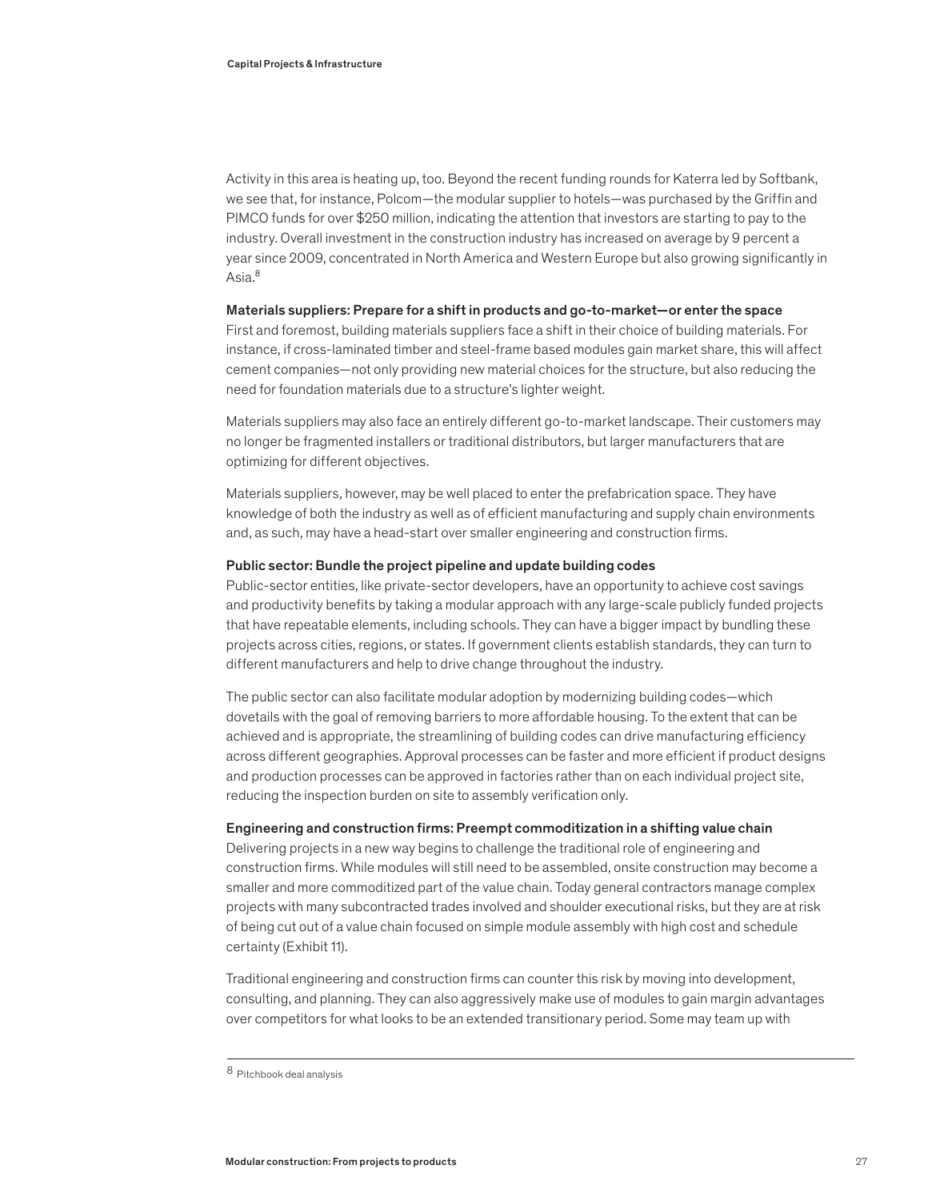Activity in this area is heating up, too. Beyond the recent funding rounds for Katerra led by Softbank, we see that, for instance, Polcom—the modular supplier to hotels—was purchased by the Griffin and PIMCO funds for over $250 million, indicating the attention that investors are starting to pay to the industry. Overall investment in the construction industry has increased on average by 9 percent a year since 2009, concentrated in North America and Western Europe but also growing significantly in Asia.[8]

**Materials suppliers: Prepare for a shift in products and go-to-market—or enter the space**

First and foremost, building materials suppliers face a shift in their choice of building materials. For instance, if cross-laminated timber and steel-frame based modules gain market share, this will affect cement companies—not only providing new material choices for the structure, but also reducing the need for foundation materials due to a structure's lighter weight.

Materials suppliers may also face an entirely different go-to-market landscape. Their customers may no longer be fragmented installers or traditional distributors, but larger manufacturers that are optimizing for different objectives.

Materials suppliers, however, may be well placed to enter the prefabrication space. They have knowledge of both the industry as well as of efficient manufacturing and supply chain environments and, as such, may have a head-start over smaller engineering and construction firms.

**Public sector: Bundle the project pipeline and update building codes**

Public-sector entities, like private-sector developers, have an opportunity to achieve cost savings and productivity benefits by taking a modular approach with any large-scale publicly funded projects that have repeatable elements, including schools. They can have a bigger impact by bundling these projects across cities, regions, or states. If government clients establish standards, they can turn to different manufacturers and help to drive change throughout the industry.

The public sector can also facilitate modular adoption by modernizing building codes—which dovetails with the goal of removing barriers to more affordable housing. To the extent that can be achieved and is appropriate, the streamlining of building codes can drive manufacturing efficiency across different geographies. Approval processes can be faster and more efficient if product designs and production processes can be approved in factories rather than on each individual project site, reducing the inspection burden on site to assembly verification only.

**Engineering and construction firms: Preempt commoditization in a shifting value chain**

Delivering projects in a new way begins to challenge the traditional role of engineering and construction firms. While modules will still need to be assembled, onsite construction may become a smaller and more commoditized part of the value chain. Today general contractors manage complex projects with many subcontracted trades involved and shoulder executional risks, but they are at risk of being cut out of a value chain focused on simple module assembly with high cost and schedule certainty (Exhibit 11).

Traditional engineering and construction firms can counter this risk by moving into development, consulting, and planning. They can also aggressively make use of modules to gain margin advantages over competitors for what looks to be an extended transitionary period. Some may team up with

[8] Pitchbook deal analysis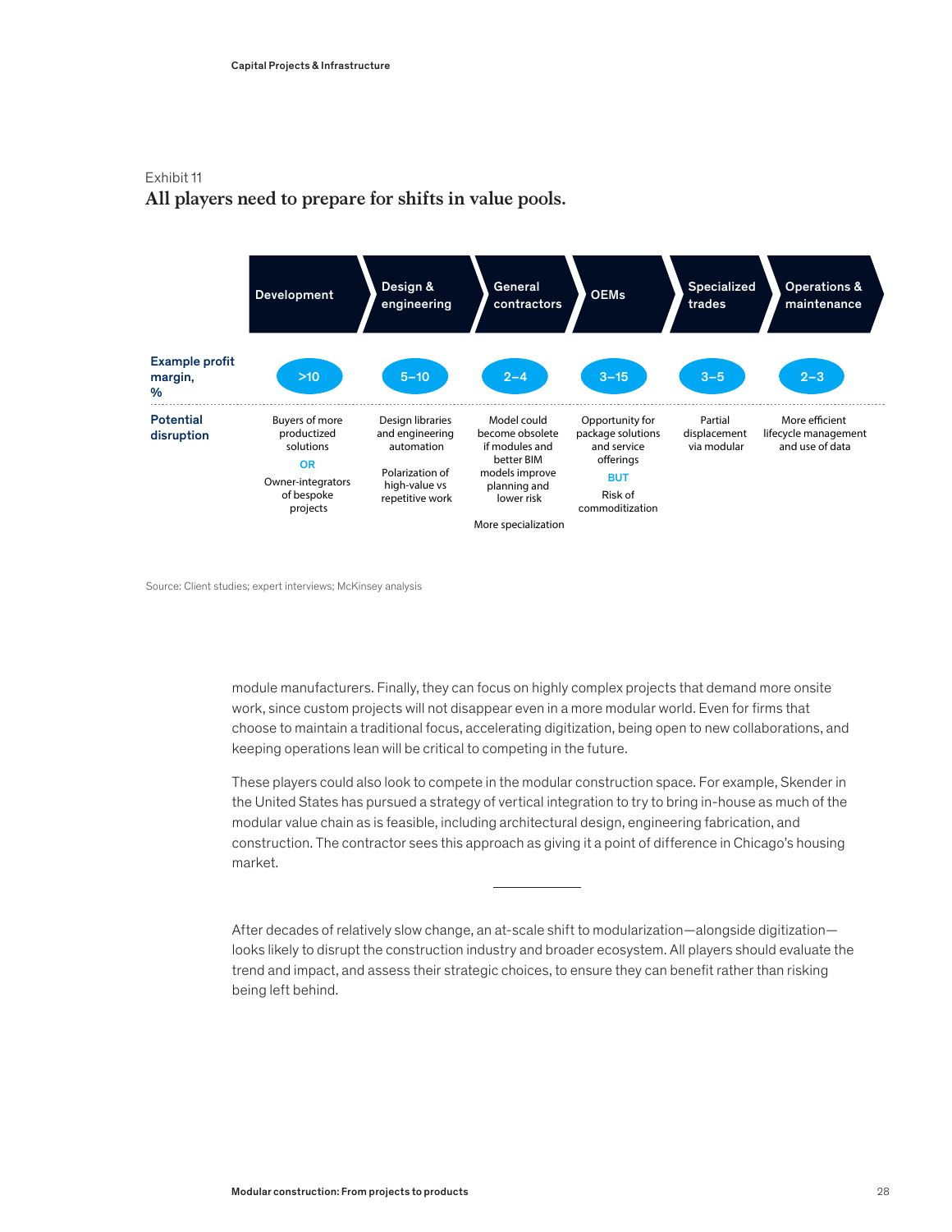Exhibit 11

**All players need to prepare for shifts in value pools.**

| | Development | Design & engineering | General contractors | OEMs | Specialized trades | Operations & maintenance |
|---|---|---|---|---|---|---|
| **Example profit margin, %** | >10 | 5–10 | 2–4 | 3–15 | 3–5 | 2–3 |
| **Potential disruption** | Buyers of more productized solutions **OR** Owner-integrators of bespoke projects | Design libraries and engineering automation; Polarization of high-value vs repetitive work | Model could become obsolete if modules and better BIM models improve planning and lower risk; More specialization | Opportunity for package solutions and service offerings **BUT** Risk of commoditization | Partial displacement via modular | More efficient lifecycle management and use of data |

Source: Client studies; expert interviews; McKinsey analysis

module manufacturers. Finally, they can focus on highly complex projects that demand more onsite work, since custom projects will not disappear even in a more modular world. Even for firms that choose to maintain a traditional focus, accelerating digitization, being open to new collaborations, and keeping operations lean will be critical to competing in the future.

These players could also look to compete in the modular construction space. For example, Skender in the United States has pursued a strategy of vertical integration to try to bring in-house as much of the modular value chain as is feasible, including architectural design, engineering fabrication, and construction. The contractor sees this approach as giving it a point of difference in Chicago's housing market.

---

After decades of relatively slow change, an at-scale shift to modularization—alongside digitization—looks likely to disrupt the construction industry and broader ecosystem. All players should evaluate the trend and impact, and assess their strategic choices, to ensure they can benefit rather than risking being left behind.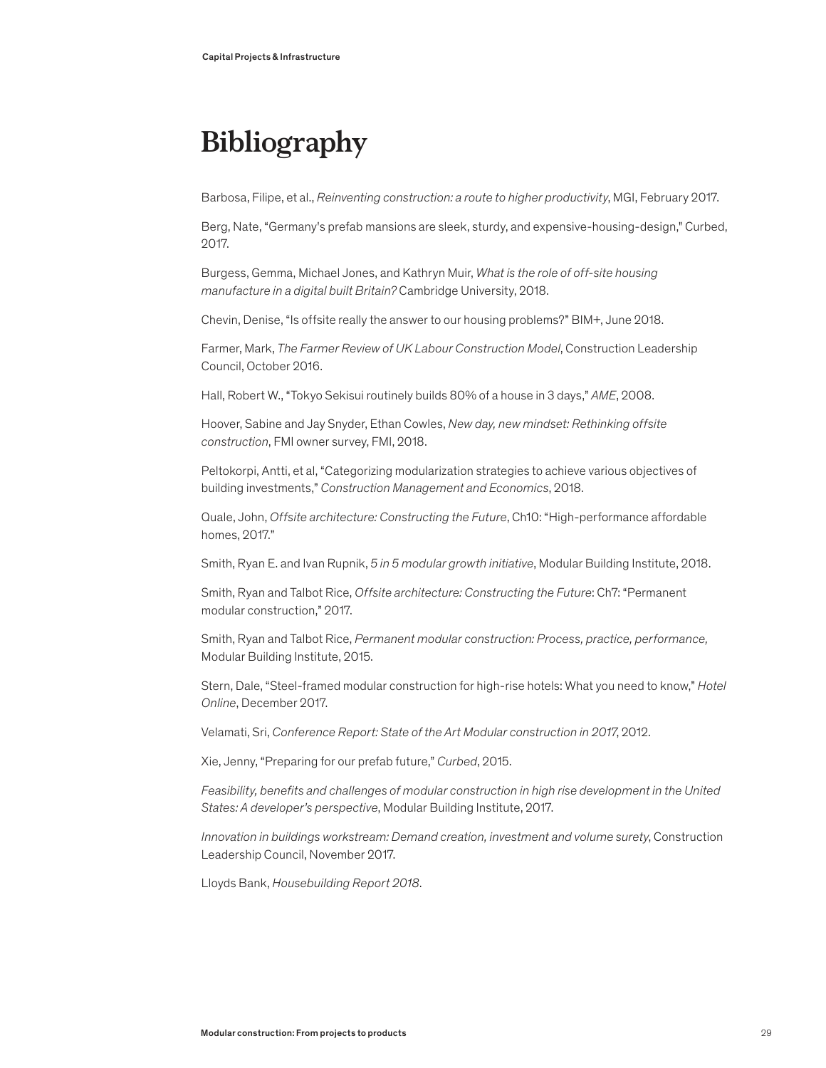# Bibliography

Barbosa, Filipe, et al., *Reinventing construction: a route to higher productivity*, MGI, February 2017.

Berg, Nate, "Germany's prefab mansions are sleek, sturdy, and expensive-housing-design," Curbed, 2017.

Burgess, Gemma, Michael Jones, and Kathryn Muir, *What is the role of off-site housing manufacture in a digital built Britain?* Cambridge University, 2018.

Chevin, Denise, "Is offsite really the answer to our housing problems?" BIM+, June 2018.

Farmer, Mark, *The Farmer Review of UK Labour Construction Model*, Construction Leadership Council, October 2016.

Hall, Robert W., "Tokyo Sekisui routinely builds 80% of a house in 3 days," *AME*, 2008.

Hoover, Sabine and Jay Snyder, Ethan Cowles, *New day, new mindset: Rethinking offsite construction*, FMI owner survey, FMI, 2018.

Peltokorpi, Antti, et al, "Categorizing modularization strategies to achieve various objectives of building investments," *Construction Management and Economics*, 2018.

Quale, John, *Offsite architecture: Constructing the Future*, Ch10: "High-performance affordable homes, 2017."

Smith, Ryan E. and Ivan Rupnik, *5 in 5 modular growth initiative*, Modular Building Institute, 2018.

Smith, Ryan and Talbot Rice, *Offsite architecture: Constructing the Future*: Ch7: "Permanent modular construction," 2017.

Smith, Ryan and Talbot Rice, *Permanent modular construction: Process, practice, performance,* Modular Building Institute, 2015.

Stern, Dale, "Steel-framed modular construction for high-rise hotels: What you need to know," *Hotel Online*, December 2017.

Velamati, Sri, *Conference Report: State of the Art Modular construction in 2017*, 2012.

Xie, Jenny, "Preparing for our prefab future," *Curbed*, 2015.

*Feasibility, benefits and challenges of modular construction in high rise development in the United States: A developer's perspective*, Modular Building Institute, 2017.

*Innovation in buildings workstream: Demand creation, investment and volume surety*, Construction Leadership Council, November 2017.

Lloyds Bank, *Housebuilding Report 2018*.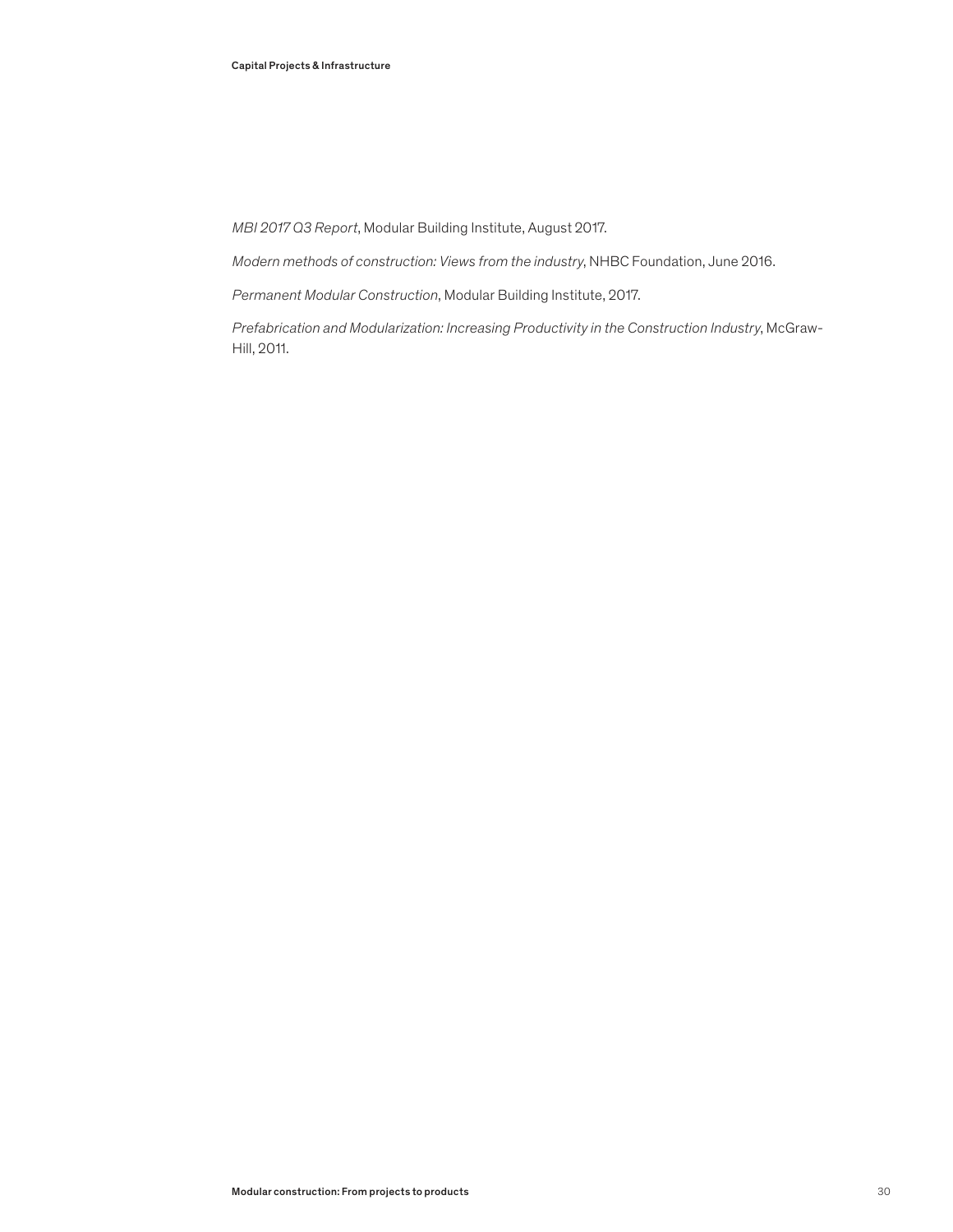*MBI 2017 Q3 Report*, Modular Building Institute, August 2017.

*Modern methods of construction: Views from the industry*, NHBC Foundation, June 2016.

*Permanent Modular Construction*, Modular Building Institute, 2017.

*Prefabrication and Modularization: Increasing Productivity in the Construction Industry*, McGraw-Hill, 2011.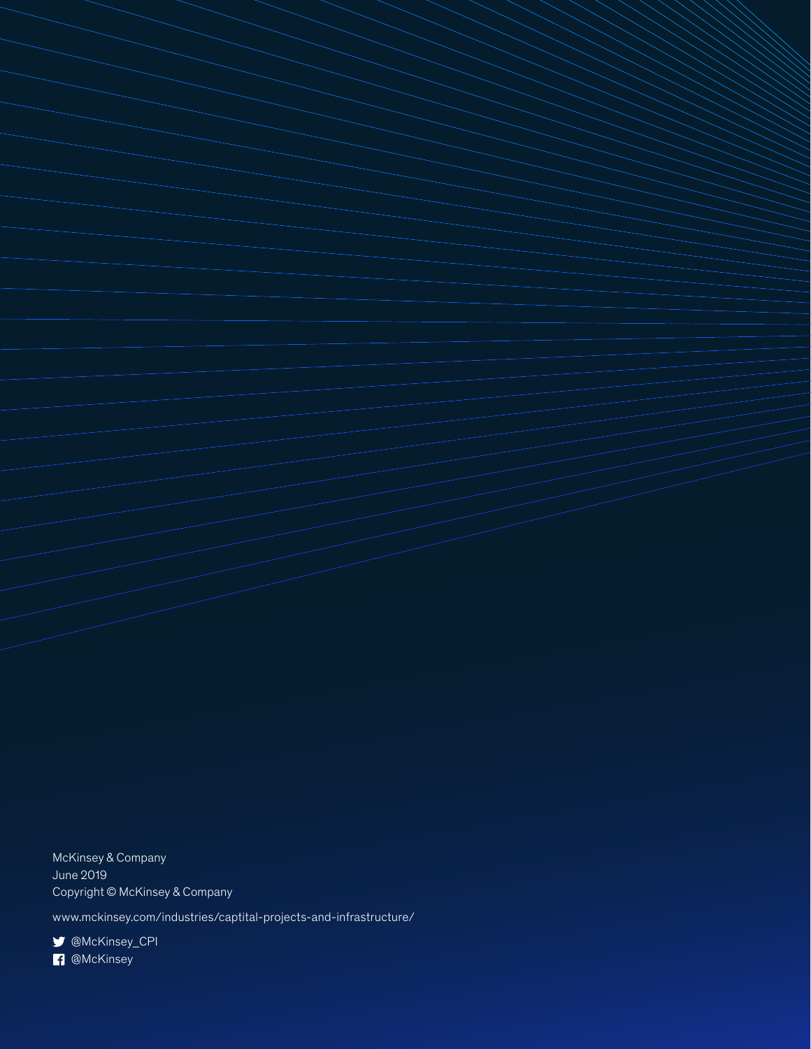McKinsey & Company
June 2019
Copyright © McKinsey & Company

www.mckinsey.com/industries/captital-projects-and-infrastructure/

@McKinsey_CPI
@McKinsey